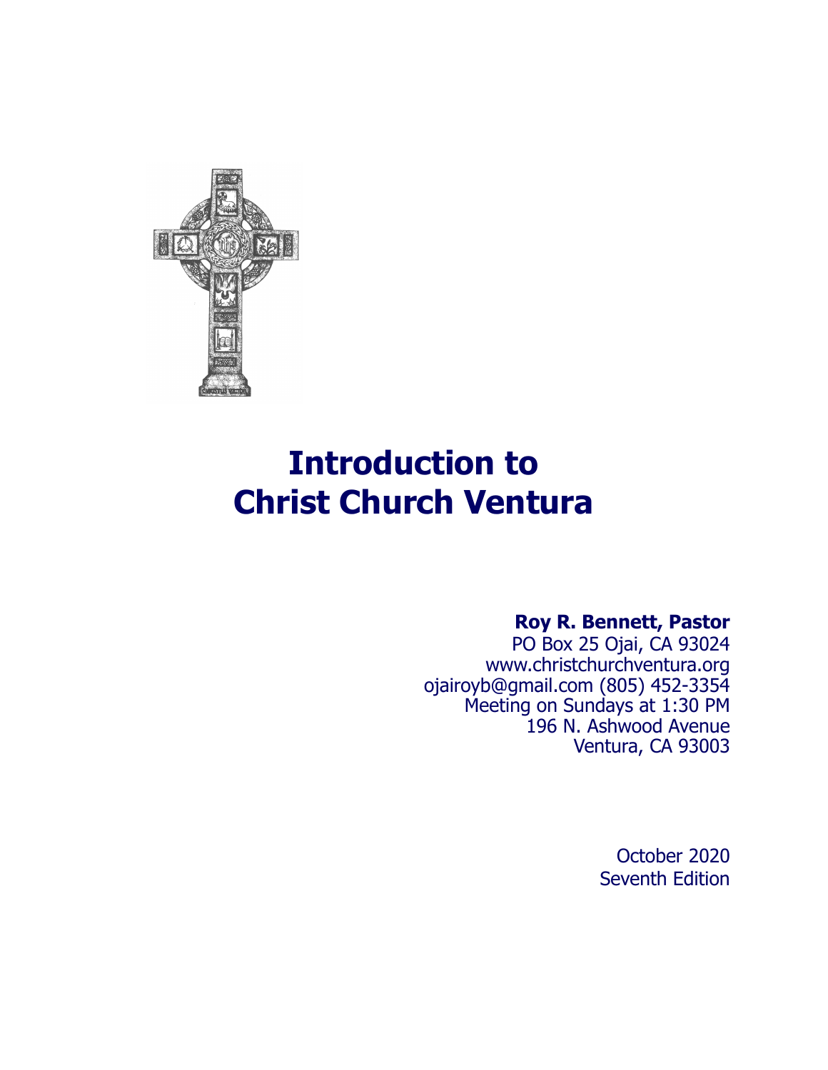# Introduction to Christ Church Ventura

**Roy R. Bennett, Pastor**
PO Box 25 Ojai, CA 93024
www.christchurchventura.org
ojairoyb@gmail.com (805) 452-3354
Meeting on Sundays at 1:30 PM
196 N. Ashwood Avenue
Ventura, CA 93003

October 2020
Seventh Edition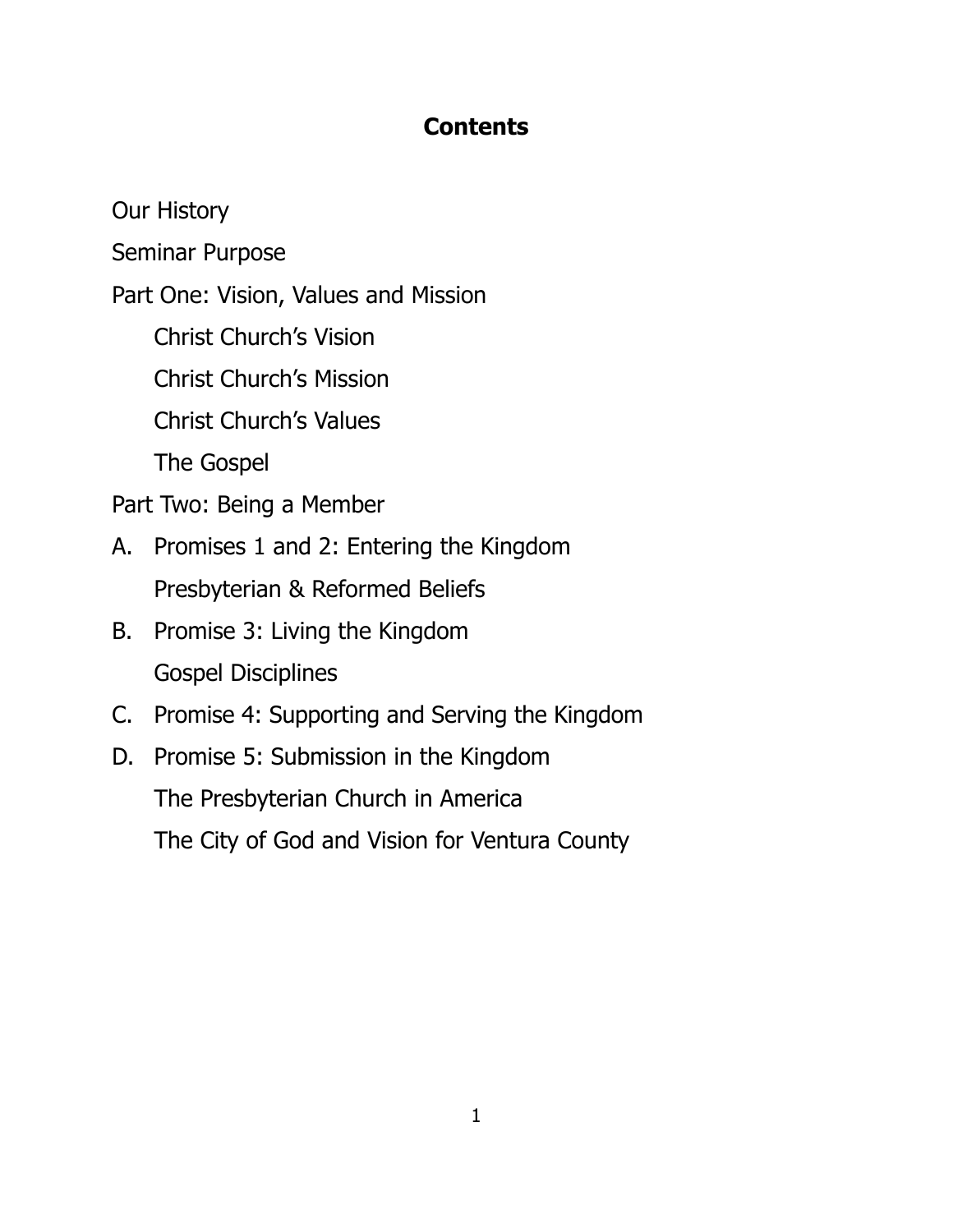# Contents

Our History

Seminar Purpose

Part One: Vision, Values and Mission

- Christ Church's Vision
- Christ Church's Mission
- Christ Church's Values
- The Gospel

Part Two: Being a Member

A. Promises 1 and 2: Entering the Kingdom
   - Presbyterian & Reformed Beliefs

B. Promise 3: Living the Kingdom
   - Gospel Disciplines

C. Promise 4: Supporting and Serving the Kingdom

D. Promise 5: Submission in the Kingdom
   - The Presbyterian Church in America
   - The City of God and Vision for Ventura County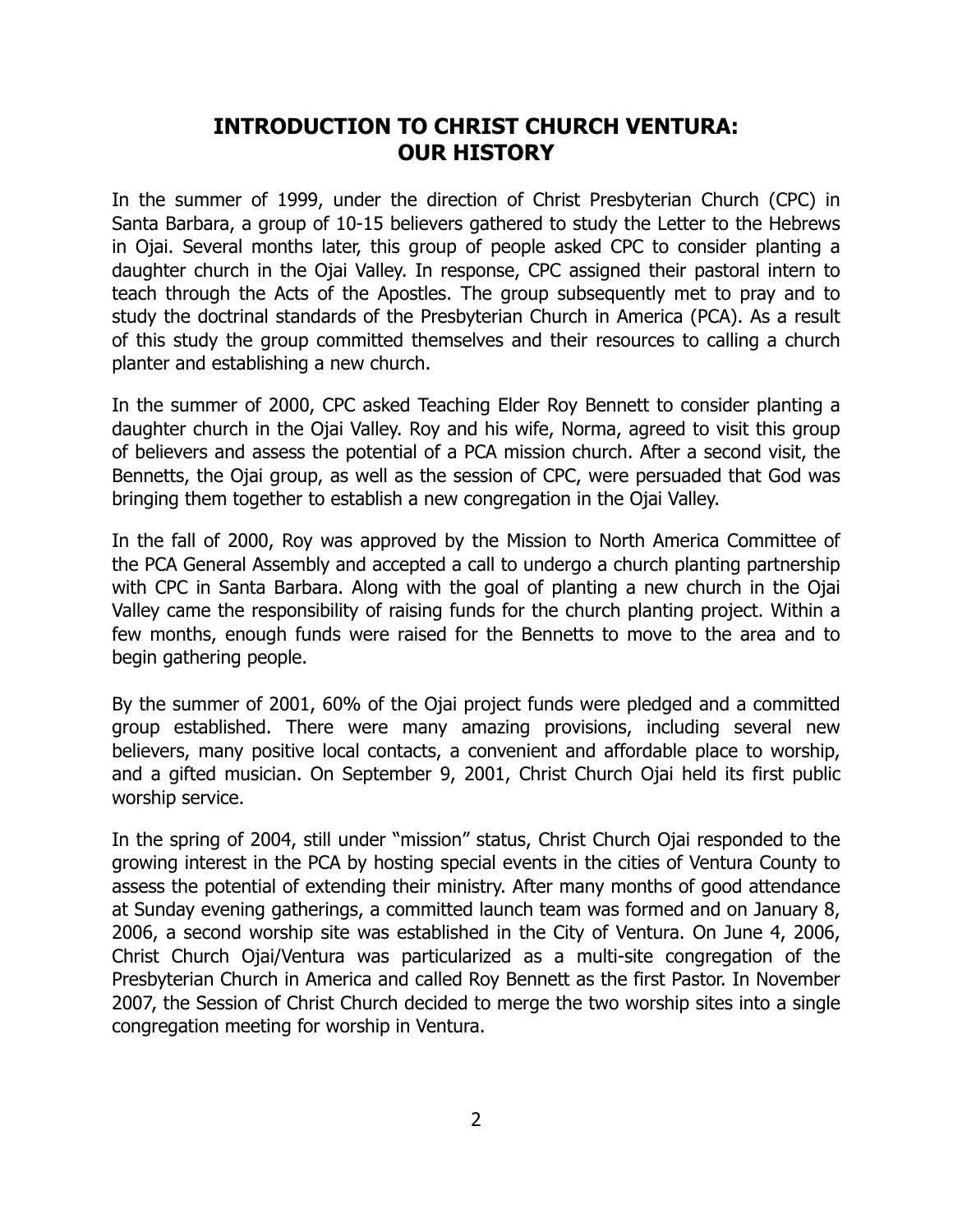# INTRODUCTION TO CHRIST CHURCH VENTURA: OUR HISTORY

In the summer of 1999, under the direction of Christ Presbyterian Church (CPC) in Santa Barbara, a group of 10-15 believers gathered to study the Letter to the Hebrews in Ojai. Several months later, this group of people asked CPC to consider planting a daughter church in the Ojai Valley. In response, CPC assigned their pastoral intern to teach through the Acts of the Apostles. The group subsequently met to pray and to study the doctrinal standards of the Presbyterian Church in America (PCA). As a result of this study the group committed themselves and their resources to calling a church planter and establishing a new church.

In the summer of 2000, CPC asked Teaching Elder Roy Bennett to consider planting a daughter church in the Ojai Valley. Roy and his wife, Norma, agreed to visit this group of believers and assess the potential of a PCA mission church. After a second visit, the Bennetts, the Ojai group, as well as the session of CPC, were persuaded that God was bringing them together to establish a new congregation in the Ojai Valley.

In the fall of 2000, Roy was approved by the Mission to North America Committee of the PCA General Assembly and accepted a call to undergo a church planting partnership with CPC in Santa Barbara. Along with the goal of planting a new church in the Ojai Valley came the responsibility of raising funds for the church planting project. Within a few months, enough funds were raised for the Bennetts to move to the area and to begin gathering people.

By the summer of 2001, 60% of the Ojai project funds were pledged and a committed group established. There were many amazing provisions, including several new believers, many positive local contacts, a convenient and affordable place to worship, and a gifted musician. On September 9, 2001, Christ Church Ojai held its first public worship service.

In the spring of 2004, still under "mission" status, Christ Church Ojai responded to the growing interest in the PCA by hosting special events in the cities of Ventura County to assess the potential of extending their ministry. After many months of good attendance at Sunday evening gatherings, a committed launch team was formed and on January 8, 2006, a second worship site was established in the City of Ventura. On June 4, 2006, Christ Church Ojai/Ventura was particularized as a multi-site congregation of the Presbyterian Church in America and called Roy Bennett as the first Pastor. In November 2007, the Session of Christ Church decided to merge the two worship sites into a single congregation meeting for worship in Ventura.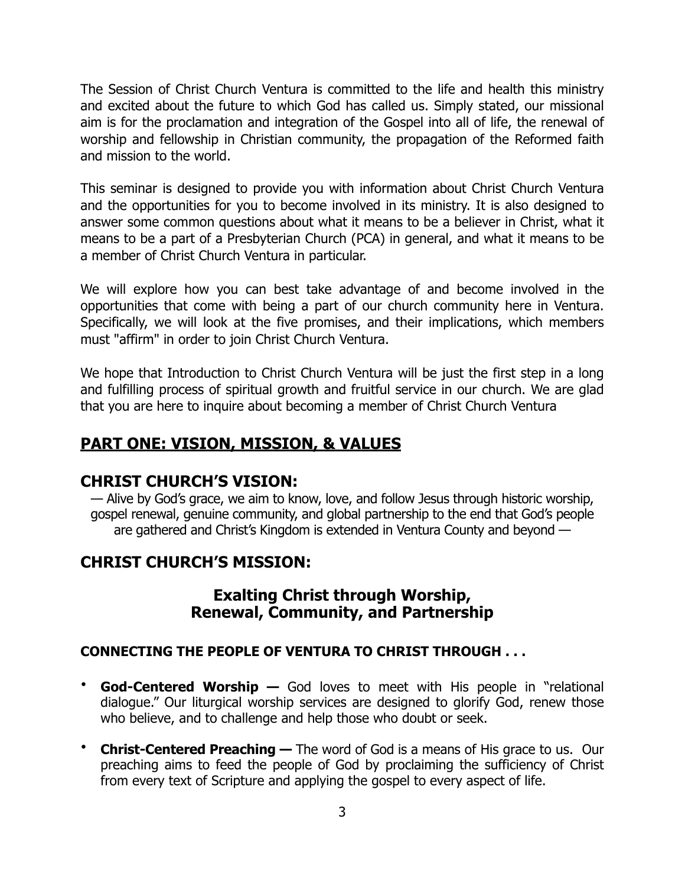The Session of Christ Church Ventura is committed to the life and health this ministry and excited about the future to which God has called us. Simply stated, our missional aim is for the proclamation and integration of the Gospel into all of life, the renewal of worship and fellowship in Christian community, the propagation of the Reformed faith and mission to the world.

This seminar is designed to provide you with information about Christ Church Ventura and the opportunities for you to become involved in its ministry. It is also designed to answer some common questions about what it means to be a believer in Christ, what it means to be a part of a Presbyterian Church (PCA) in general, and what it means to be a member of Christ Church Ventura in particular.

We will explore how you can best take advantage of and become involved in the opportunities that come with being a part of our church community here in Ventura. Specifically, we will look at the five promises, and their implications, which members must "affirm" in order to join Christ Church Ventura.

We hope that Introduction to Christ Church Ventura will be just the first step in a long and fulfilling process of spiritual growth and fruitful service in our church. We are glad that you are here to inquire about becoming a member of Christ Church Ventura

## PART ONE: VISION, MISSION, & VALUES

## CHRIST CHURCH'S VISION:

— Alive by God's grace, we aim to know, love, and follow Jesus through historic worship, gospel renewal, genuine community, and global partnership to the end that God's people are gathered and Christ's Kingdom is extended in Ventura County and beyond —

## CHRIST CHURCH'S MISSION:

### Exalting Christ through Worship, Renewal, Community, and Partnership

#### CONNECTING THE PEOPLE OF VENTURA TO CHRIST THROUGH . . .

- **God-Centered Worship —** God loves to meet with His people in "relational dialogue." Our liturgical worship services are designed to glorify God, renew those who believe, and to challenge and help those who doubt or seek.
- **Christ-Centered Preaching —** The word of God is a means of His grace to us. Our preaching aims to feed the people of God by proclaiming the sufficiency of Christ from every text of Scripture and applying the gospel to every aspect of life.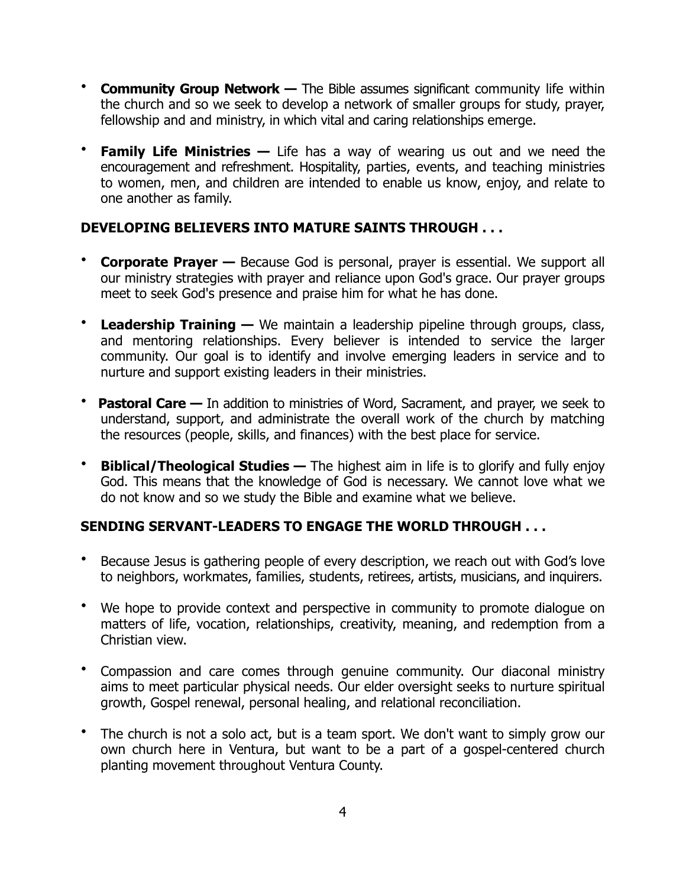- **Community Group Network —** The Bible assumes significant community life within the church and so we seek to develop a network of smaller groups for study, prayer, fellowship and and ministry, in which vital and caring relationships emerge.

- **Family Life Ministries —** Life has a way of wearing us out and we need the encouragement and refreshment. Hospitality, parties, events, and teaching ministries to women, men, and children are intended to enable us know, enjoy, and relate to one another as family.

**DEVELOPING BELIEVERS INTO MATURE SAINTS THROUGH . . .**

- **Corporate Prayer —** Because God is personal, prayer is essential. We support all our ministry strategies with prayer and reliance upon God's grace. Our prayer groups meet to seek God's presence and praise him for what he has done.

- **Leadership Training —** We maintain a leadership pipeline through groups, class, and mentoring relationships. Every believer is intended to service the larger community. Our goal is to identify and involve emerging leaders in service and to nurture and support existing leaders in their ministries.

- **Pastoral Care —** In addition to ministries of Word, Sacrament, and prayer, we seek to understand, support, and administrate the overall work of the church by matching the resources (people, skills, and finances) with the best place for service.

- **Biblical/Theological Studies —** The highest aim in life is to glorify and fully enjoy God. This means that the knowledge of God is necessary. We cannot love what we do not know and so we study the Bible and examine what we believe.

**SENDING SERVANT-LEADERS TO ENGAGE THE WORLD THROUGH . . .**

- Because Jesus is gathering people of every description, we reach out with God's love to neighbors, workmates, families, students, retirees, artists, musicians, and inquirers.

- We hope to provide context and perspective in community to promote dialogue on matters of life, vocation, relationships, creativity, meaning, and redemption from a Christian view.

- Compassion and care comes through genuine community. Our diaconal ministry aims to meet particular physical needs. Our elder oversight seeks to nurture spiritual growth, Gospel renewal, personal healing, and relational reconciliation.

- The church is not a solo act, but is a team sport. We don't want to simply grow our own church here in Ventura, but want to be a part of a gospel-centered church planting movement throughout Ventura County.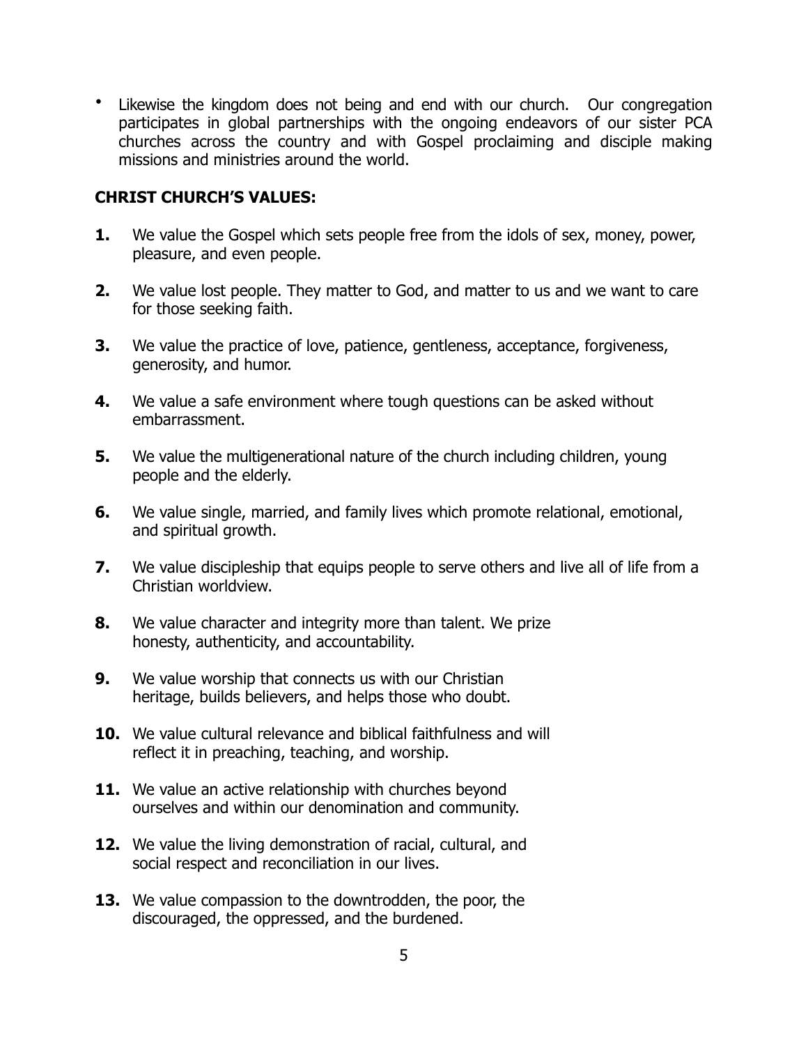- Likewise the kingdom does not being and end with our church. Our congregation participates in global partnerships with the ongoing endeavors of our sister PCA churches across the country and with Gospel proclaiming and disciple making missions and ministries around the world.

**CHRIST CHURCH'S VALUES:**

**1.** We value the Gospel which sets people free from the idols of sex, money, power, pleasure, and even people.

**2.** We value lost people. They matter to God, and matter to us and we want to care for those seeking faith.

**3.** We value the practice of love, patience, gentleness, acceptance, forgiveness, generosity, and humor.

**4.** We value a safe environment where tough questions can be asked without embarrassment.

**5.** We value the multigenerational nature of the church including children, young people and the elderly.

**6.** We value single, married, and family lives which promote relational, emotional, and spiritual growth.

**7.** We value discipleship that equips people to serve others and live all of life from a Christian worldview.

**8.** We value character and integrity more than talent. We prize honesty, authenticity, and accountability.

**9.** We value worship that connects us with our Christian heritage, builds believers, and helps those who doubt.

**10.** We value cultural relevance and biblical faithfulness and will reflect it in preaching, teaching, and worship.

**11.** We value an active relationship with churches beyond ourselves and within our denomination and community.

**12.** We value the living demonstration of racial, cultural, and social respect and reconciliation in our lives.

**13.** We value compassion to the downtrodden, the poor, the discouraged, the oppressed, and the burdened.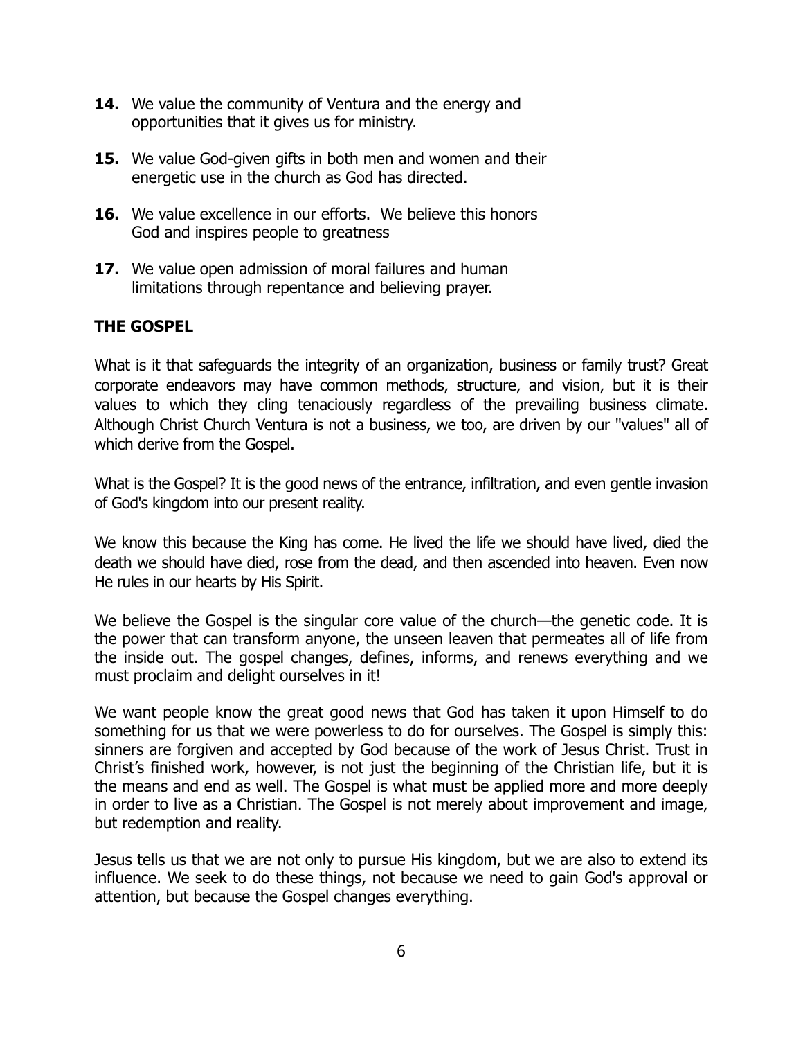**14.** We value the community of Ventura and the energy and opportunities that it gives us for ministry.

**15.** We value God-given gifts in both men and women and their energetic use in the church as God has directed.

**16.** We value excellence in our efforts. We believe this honors God and inspires people to greatness

**17.** We value open admission of moral failures and human limitations through repentance and believing prayer.

**THE GOSPEL**

What is it that safeguards the integrity of an organization, business or family trust? Great corporate endeavors may have common methods, structure, and vision, but it is their values to which they cling tenaciously regardless of the prevailing business climate. Although Christ Church Ventura is not a business, we too, are driven by our "values" all of which derive from the Gospel.

What is the Gospel? It is the good news of the entrance, infiltration, and even gentle invasion of God's kingdom into our present reality.

We know this because the King has come. He lived the life we should have lived, died the death we should have died, rose from the dead, and then ascended into heaven. Even now He rules in our hearts by His Spirit.

We believe the Gospel is the singular core value of the church—the genetic code. It is the power that can transform anyone, the unseen leaven that permeates all of life from the inside out. The gospel changes, defines, informs, and renews everything and we must proclaim and delight ourselves in it!

We want people know the great good news that God has taken it upon Himself to do something for us that we were powerless to do for ourselves. The Gospel is simply this: sinners are forgiven and accepted by God because of the work of Jesus Christ. Trust in Christ's finished work, however, is not just the beginning of the Christian life, but it is the means and end as well. The Gospel is what must be applied more and more deeply in order to live as a Christian. The Gospel is not merely about improvement and image, but redemption and reality.

Jesus tells us that we are not only to pursue His kingdom, but we are also to extend its influence. We seek to do these things, not because we need to gain God's approval or attention, but because the Gospel changes everything.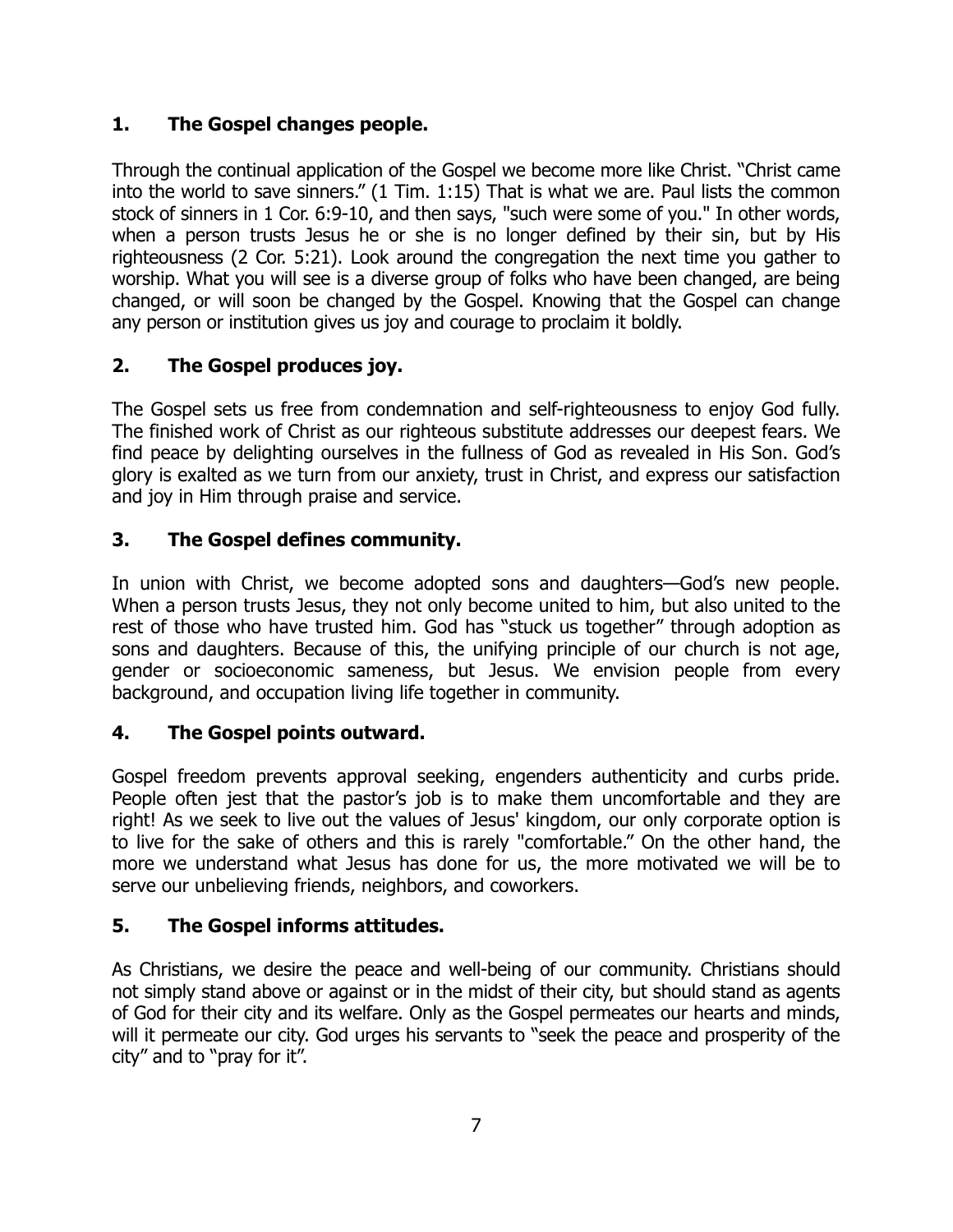### 1. The Gospel changes people.

Through the continual application of the Gospel we become more like Christ. "Christ came into the world to save sinners." (1 Tim. 1:15) That is what we are. Paul lists the common stock of sinners in 1 Cor. 6:9-10, and then says, "such were some of you." In other words, when a person trusts Jesus he or she is no longer defined by their sin, but by His righteousness (2 Cor. 5:21). Look around the congregation the next time you gather to worship. What you will see is a diverse group of folks who have been changed, are being changed, or will soon be changed by the Gospel. Knowing that the Gospel can change any person or institution gives us joy and courage to proclaim it boldly.

### 2. The Gospel produces joy.

The Gospel sets us free from condemnation and self-righteousness to enjoy God fully. The finished work of Christ as our righteous substitute addresses our deepest fears. We find peace by delighting ourselves in the fullness of God as revealed in His Son. God's glory is exalted as we turn from our anxiety, trust in Christ, and express our satisfaction and joy in Him through praise and service.

### 3. The Gospel defines community.

In union with Christ, we become adopted sons and daughters—God's new people. When a person trusts Jesus, they not only become united to him, but also united to the rest of those who have trusted him. God has "stuck us together" through adoption as sons and daughters. Because of this, the unifying principle of our church is not age, gender or socioeconomic sameness, but Jesus. We envision people from every background, and occupation living life together in community.

### 4. The Gospel points outward.

Gospel freedom prevents approval seeking, engenders authenticity and curbs pride. People often jest that the pastor's job is to make them uncomfortable and they are right! As we seek to live out the values of Jesus' kingdom, our only corporate option is to live for the sake of others and this is rarely "comfortable." On the other hand, the more we understand what Jesus has done for us, the more motivated we will be to serve our unbelieving friends, neighbors, and coworkers.

### 5. The Gospel informs attitudes.

As Christians, we desire the peace and well-being of our community. Christians should not simply stand above or against or in the midst of their city, but should stand as agents of God for their city and its welfare. Only as the Gospel permeates our hearts and minds, will it permeate our city. God urges his servants to "seek the peace and prosperity of the city" and to "pray for it".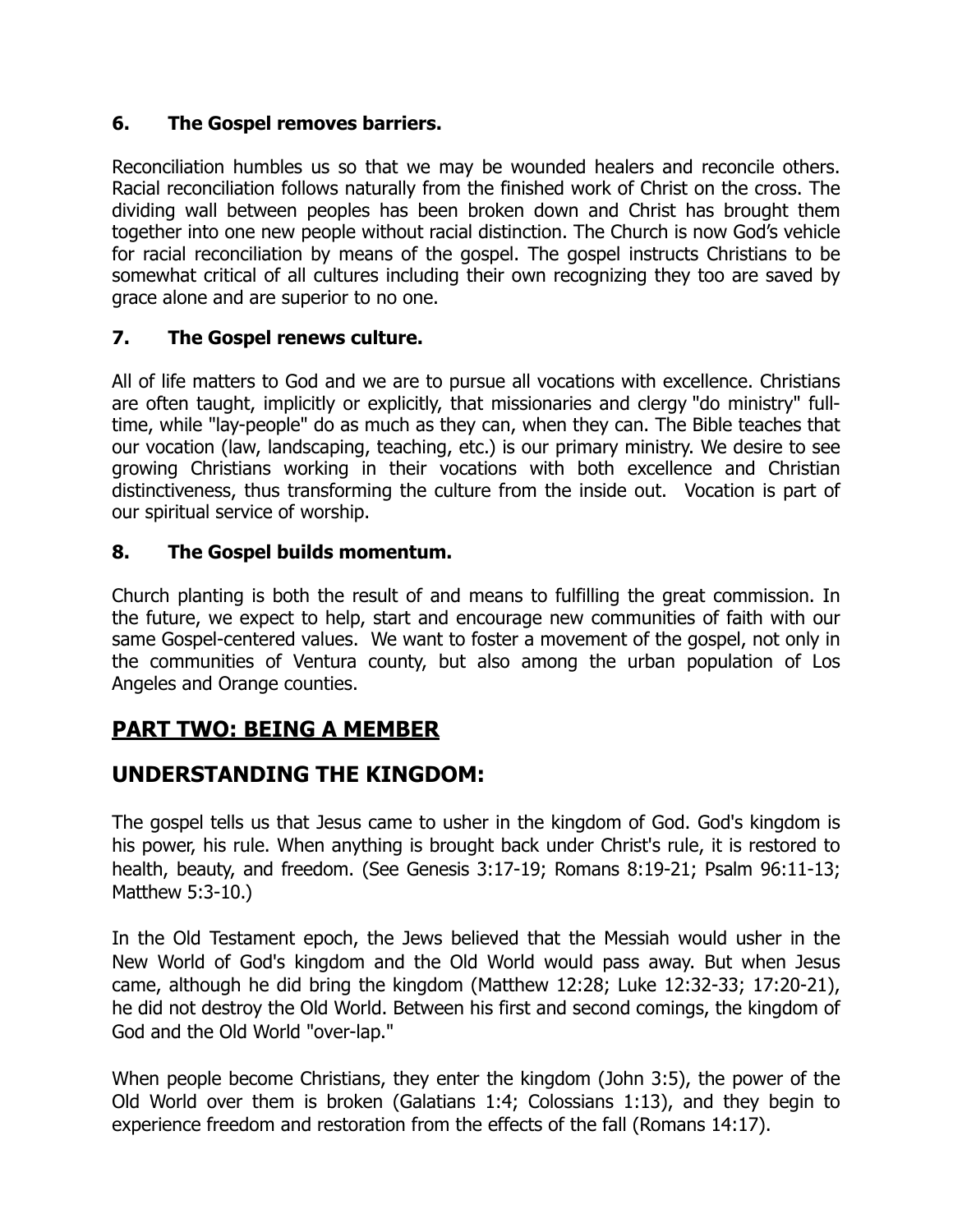### 6. The Gospel removes barriers.

Reconciliation humbles us so that we may be wounded healers and reconcile others. Racial reconciliation follows naturally from the finished work of Christ on the cross. The dividing wall between peoples has been broken down and Christ has brought them together into one new people without racial distinction. The Church is now God's vehicle for racial reconciliation by means of the gospel. The gospel instructs Christians to be somewhat critical of all cultures including their own recognizing they too are saved by grace alone and are superior to no one.

### 7. The Gospel renews culture.

All of life matters to God and we are to pursue all vocations with excellence. Christians are often taught, implicitly or explicitly, that missionaries and clergy "do ministry" full-time, while "lay-people" do as much as they can, when they can. The Bible teaches that our vocation (law, landscaping, teaching, etc.) is our primary ministry. We desire to see growing Christians working in their vocations with both excellence and Christian distinctiveness, thus transforming the culture from the inside out. Vocation is part of our spiritual service of worship.

### 8. The Gospel builds momentum.

Church planting is both the result of and means to fulfilling the great commission. In the future, we expect to help, start and encourage new communities of faith with our same Gospel-centered values. We want to foster a movement of the gospel, not only in the communities of Ventura county, but also among the urban population of Los Angeles and Orange counties.

## PART TWO: BEING A MEMBER

## UNDERSTANDING THE KINGDOM:

The gospel tells us that Jesus came to usher in the kingdom of God. God's kingdom is his power, his rule. When anything is brought back under Christ's rule, it is restored to health, beauty, and freedom. (See Genesis 3:17-19; Romans 8:19-21; Psalm 96:11-13; Matthew 5:3-10.)

In the Old Testament epoch, the Jews believed that the Messiah would usher in the New World of God's kingdom and the Old World would pass away. But when Jesus came, although he did bring the kingdom (Matthew 12:28; Luke 12:32-33; 17:20-21), he did not destroy the Old World. Between his first and second comings, the kingdom of God and the Old World "over-lap."

When people become Christians, they enter the kingdom (John 3:5), the power of the Old World over them is broken (Galatians 1:4; Colossians 1:13), and they begin to experience freedom and restoration from the effects of the fall (Romans 14:17).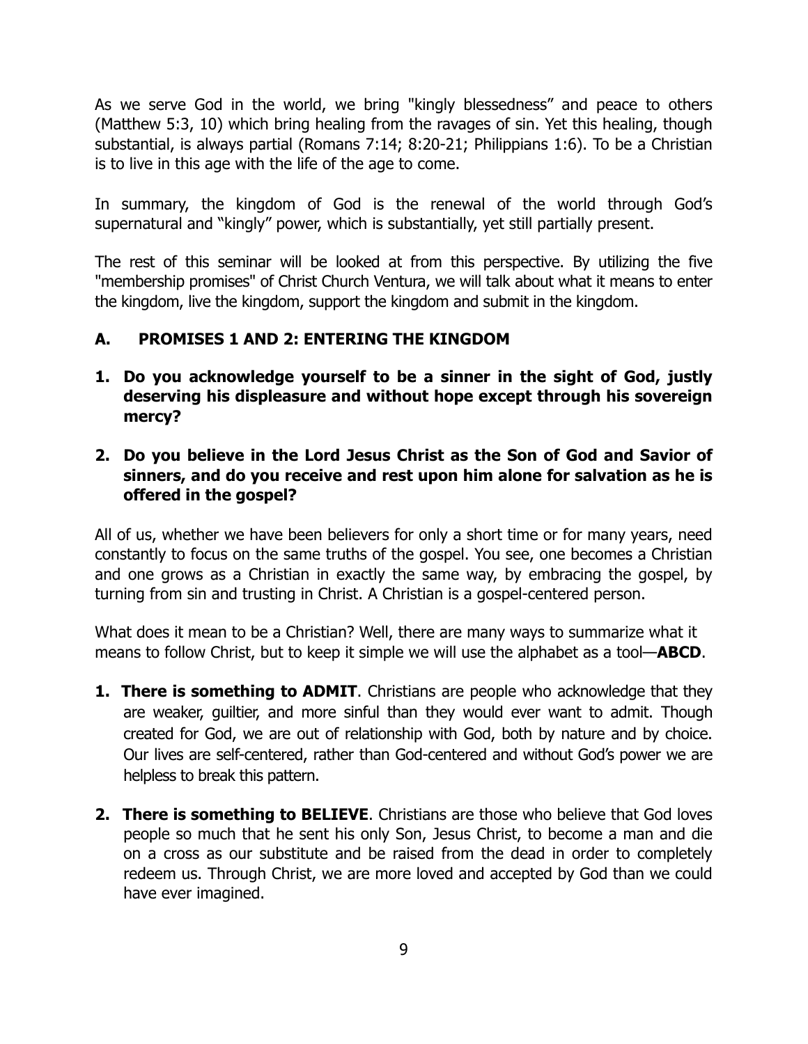As we serve God in the world, we bring "kingly blessedness" and peace to others (Matthew 5:3, 10) which bring healing from the ravages of sin. Yet this healing, though substantial, is always partial (Romans 7:14; 8:20-21; Philippians 1:6). To be a Christian is to live in this age with the life of the age to come.

In summary, the kingdom of God is the renewal of the world through God's supernatural and "kingly" power, which is substantially, yet still partially present.

The rest of this seminar will be looked at from this perspective. By utilizing the five "membership promises" of Christ Church Ventura, we will talk about what it means to enter the kingdom, live the kingdom, support the kingdom and submit in the kingdom.

## A. PROMISES 1 AND 2: ENTERING THE KINGDOM

**1. Do you acknowledge yourself to be a sinner in the sight of God, justly deserving his displeasure and without hope except through his sovereign mercy?**

**2. Do you believe in the Lord Jesus Christ as the Son of God and Savior of sinners, and do you receive and rest upon him alone for salvation as he is offered in the gospel?**

All of us, whether we have been believers for only a short time or for many years, need constantly to focus on the same truths of the gospel. You see, one becomes a Christian and one grows as a Christian in exactly the same way, by embracing the gospel, by turning from sin and trusting in Christ. A Christian is a gospel-centered person.

What does it mean to be a Christian? Well, there are many ways to summarize what it means to follow Christ, but to keep it simple we will use the alphabet as a tool—**ABCD**.

1. **There is something to ADMIT**. Christians are people who acknowledge that they are weaker, guiltier, and more sinful than they would ever want to admit. Though created for God, we are out of relationship with God, both by nature and by choice. Our lives are self-centered, rather than God-centered and without God's power we are helpless to break this pattern.

2. **There is something to BELIEVE**. Christians are those who believe that God loves people so much that he sent his only Son, Jesus Christ, to become a man and die on a cross as our substitute and be raised from the dead in order to completely redeem us. Through Christ, we are more loved and accepted by God than we could have ever imagined.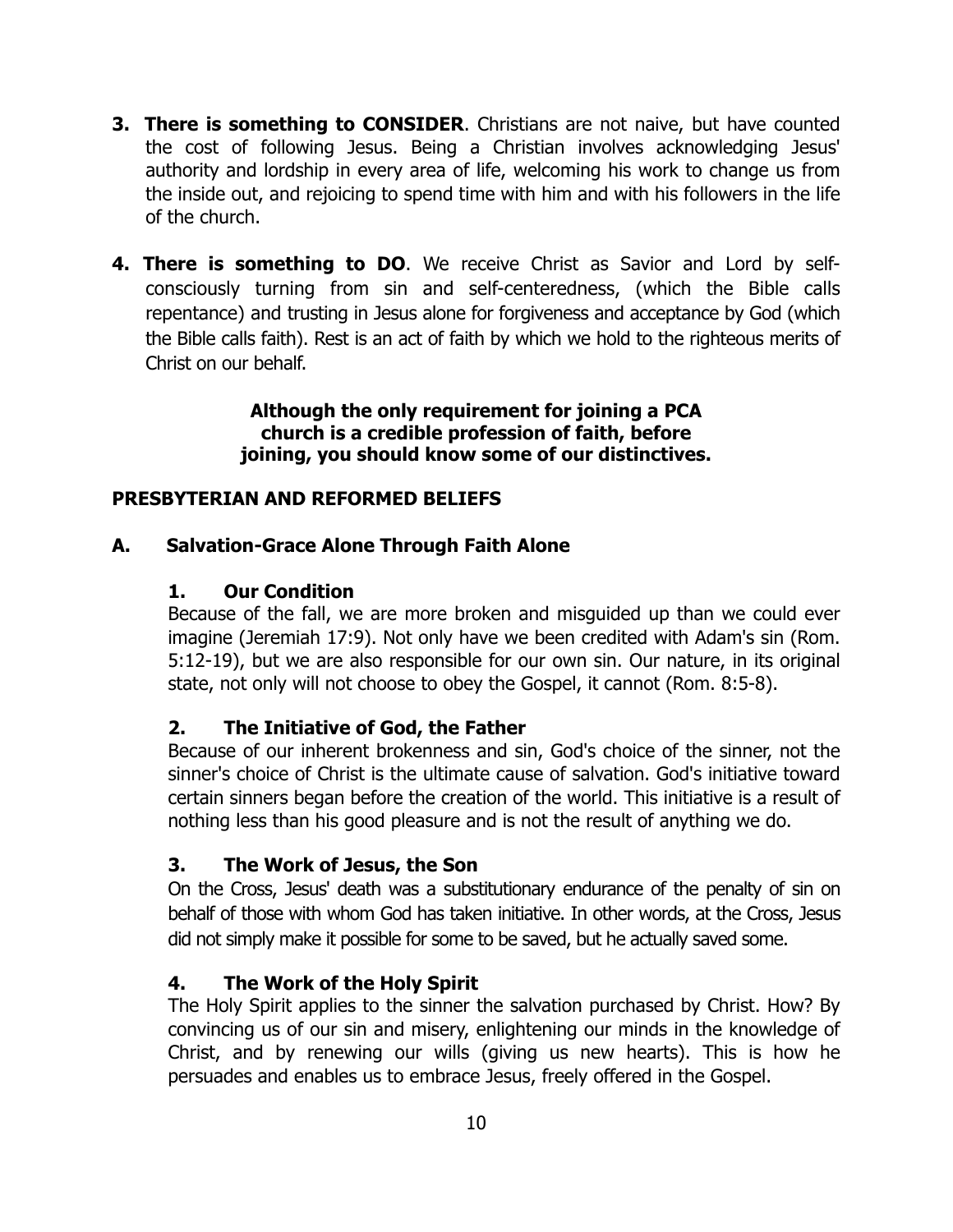3. **There is something to CONSIDER**. Christians are not naive, but have counted the cost of following Jesus. Being a Christian involves acknowledging Jesus' authority and lordship in every area of life, welcoming his work to change us from the inside out, and rejoicing to spend time with him and with his followers in the life of the church.

4. **There is something to DO**. We receive Christ as Savior and Lord by self-consciously turning from sin and self-centeredness, (which the Bible calls repentance) and trusting in Jesus alone for forgiveness and acceptance by God (which the Bible calls faith). Rest is an act of faith by which we hold to the righteous merits of Christ on our behalf.

**Although the only requirement for joining a PCA church is a credible profession of faith, before joining, you should know some of our distinctives.**

## PRESBYTERIAN AND REFORMED BELIEFS

### A. Salvation-Grace Alone Through Faith Alone

#### 1. Our Condition

Because of the fall, we are more broken and misguided up than we could ever imagine (Jeremiah 17:9). Not only have we been credited with Adam's sin (Rom. 5:12-19), but we are also responsible for our own sin. Our nature, in its original state, not only will not choose to obey the Gospel, it cannot (Rom. 8:5-8).

#### 2. The Initiative of God, the Father

Because of our inherent brokenness and sin, God's choice of the sinner, not the sinner's choice of Christ is the ultimate cause of salvation. God's initiative toward certain sinners began before the creation of the world. This initiative is a result of nothing less than his good pleasure and is not the result of anything we do.

#### 3. The Work of Jesus, the Son

On the Cross, Jesus' death was a substitutionary endurance of the penalty of sin on behalf of those with whom God has taken initiative. In other words, at the Cross, Jesus did not simply make it possible for some to be saved, but he actually saved some.

#### 4. The Work of the Holy Spirit

The Holy Spirit applies to the sinner the salvation purchased by Christ. How? By convincing us of our sin and misery, enlightening our minds in the knowledge of Christ, and by renewing our wills (giving us new hearts). This is how he persuades and enables us to embrace Jesus, freely offered in the Gospel.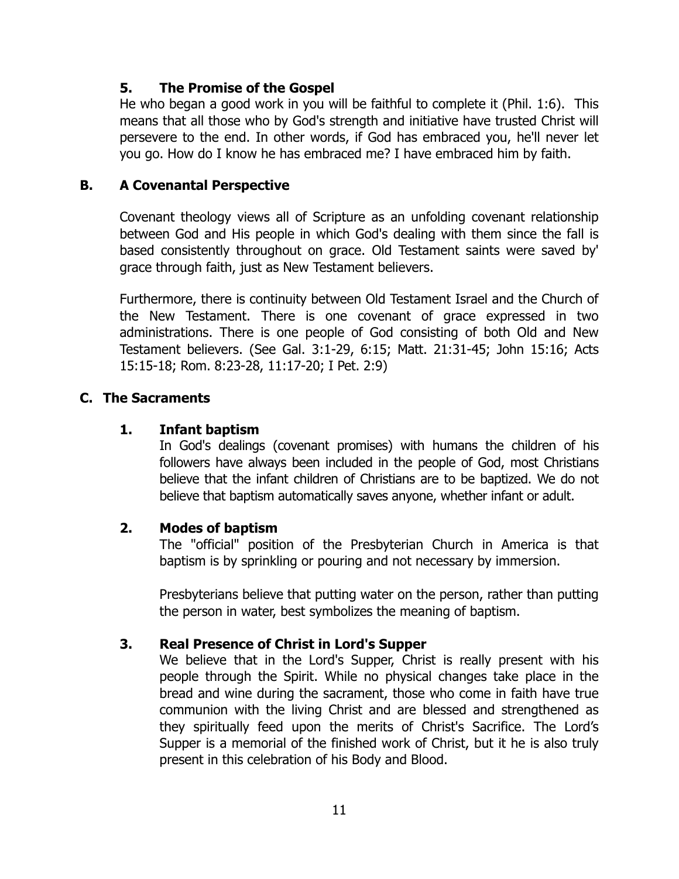### 5. The Promise of the Gospel

He who began a good work in you will be faithful to complete it (Phil. 1:6). This means that all those who by God's strength and initiative have trusted Christ will persevere to the end. In other words, if God has embraced you, he'll never let you go. How do I know he has embraced me? I have embraced him by faith.

## B. A Covenantal Perspective

Covenant theology views all of Scripture as an unfolding covenant relationship between God and His people in which God's dealing with them since the fall is based consistently throughout on grace. Old Testament saints were saved by' grace through faith, just as New Testament believers.

Furthermore, there is continuity between Old Testament Israel and the Church of the New Testament. There is one covenant of grace expressed in two administrations. There is one people of God consisting of both Old and New Testament believers. (See Gal. 3:1-29, 6:15; Matt. 21:31-45; John 15:16; Acts 15:15-18; Rom. 8:23-28, 11:17-20; I Pet. 2:9)

## C. The Sacraments

### 1. Infant baptism

In God's dealings (covenant promises) with humans the children of his followers have always been included in the people of God, most Christians believe that the infant children of Christians are to be baptized. We do not believe that baptism automatically saves anyone, whether infant or adult.

### 2. Modes of baptism

The "official" position of the Presbyterian Church in America is that baptism is by sprinkling or pouring and not necessary by immersion.

Presbyterians believe that putting water on the person, rather than putting the person in water, best symbolizes the meaning of baptism.

### 3. Real Presence of Christ in Lord's Supper

We believe that in the Lord's Supper, Christ is really present with his people through the Spirit. While no physical changes take place in the bread and wine during the sacrament, those who come in faith have true communion with the living Christ and are blessed and strengthened as they spiritually feed upon the merits of Christ's Sacrifice. The Lord's Supper is a memorial of the finished work of Christ, but it he is also truly present in this celebration of his Body and Blood.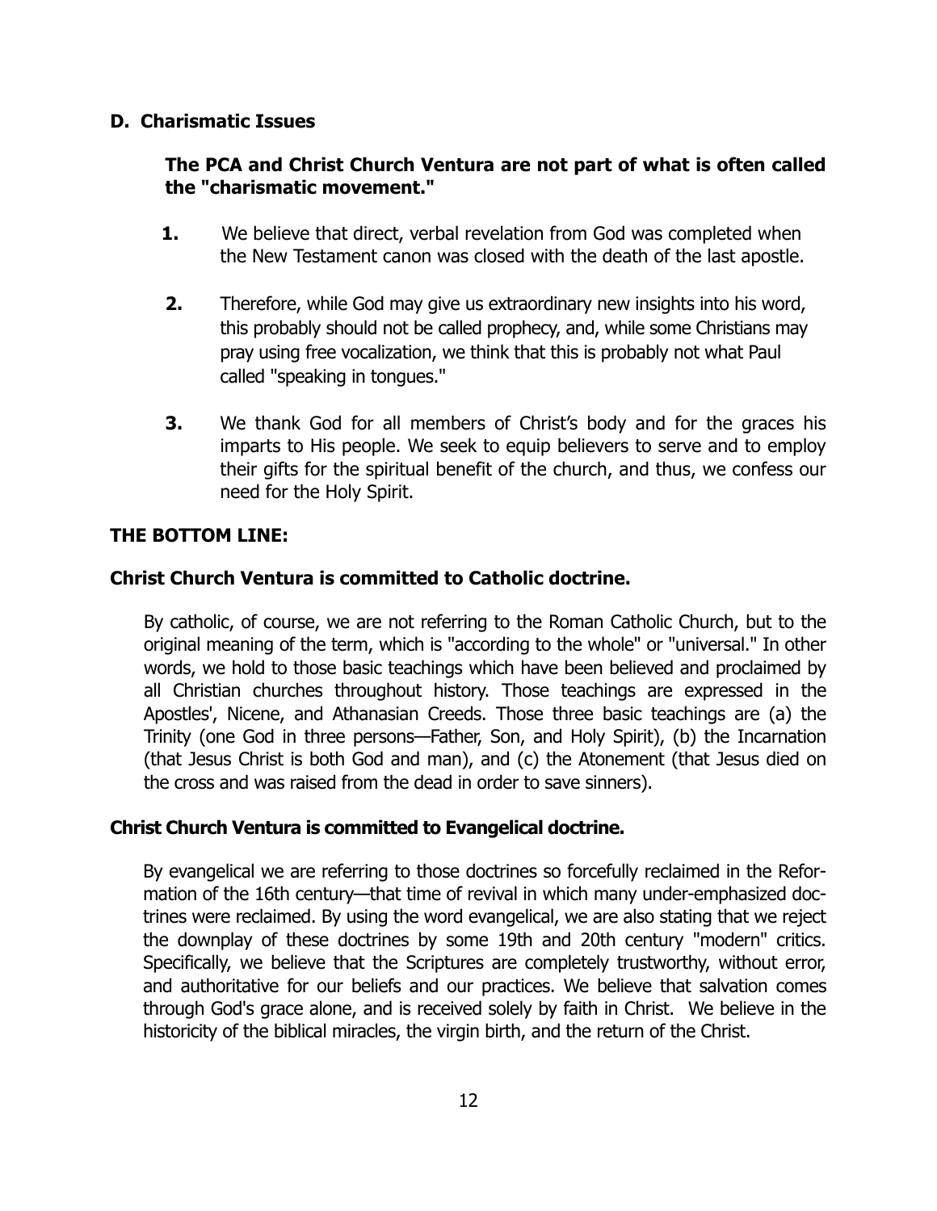### D. Charismatic Issues

**The PCA and Christ Church Ventura are not part of what is often called the "charismatic movement."**

1. We believe that direct, verbal revelation from God was completed when the New Testament canon was closed with the death of the last apostle.

2. Therefore, while God may give us extraordinary new insights into his word, this probably should not be called prophecy, and, while some Christians may pray using free vocalization, we think that this is probably not what Paul called "speaking in tongues."

3. We thank God for all members of Christ's body and for the graces his imparts to His people. We seek to equip believers to serve and to employ their gifts for the spiritual benefit of the church, and thus, we confess our need for the Holy Spirit.

## THE BOTTOM LINE:

### Christ Church Ventura is committed to Catholic doctrine.

By catholic, of course, we are not referring to the Roman Catholic Church, but to the original meaning of the term, which is "according to the whole" or "universal." In other words, we hold to those basic teachings which have been believed and proclaimed by all Christian churches throughout history. Those teachings are expressed in the Apostles', Nicene, and Athanasian Creeds. Those three basic teachings are (a) the Trinity (one God in three persons—Father, Son, and Holy Spirit), (b) the Incarnation (that Jesus Christ is both God and man), and (c) the Atonement (that Jesus died on the cross and was raised from the dead in order to save sinners).

### Christ Church Ventura is committed to Evangelical doctrine.

By evangelical we are referring to those doctrines so forcefully reclaimed in the Reformation of the 16th century—that time of revival in which many under-emphasized doctrines were reclaimed. By using the word evangelical, we are also stating that we reject the downplay of these doctrines by some 19th and 20th century "modern" critics. Specifically, we believe that the Scriptures are completely trustworthy, without error, and authoritative for our beliefs and our practices. We believe that salvation comes through God's grace alone, and is received solely by faith in Christ. We believe in the historicity of the biblical miracles, the virgin birth, and the return of the Christ.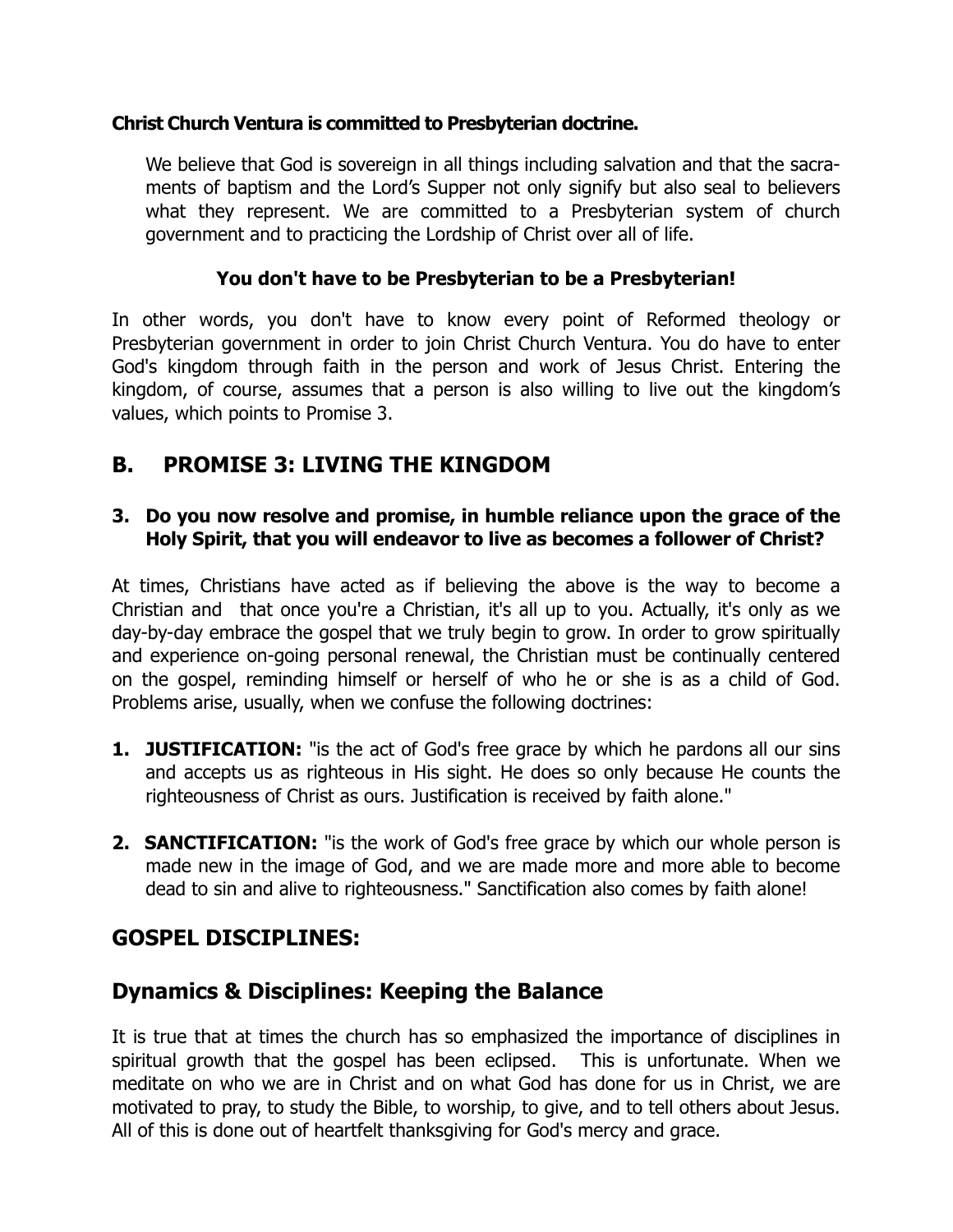**Christ Church Ventura is committed to Presbyterian doctrine.**

> We believe that God is sovereign in all things including salvation and that the sacraments of baptism and the Lord's Supper not only signify but also seal to believers what they represent. We are committed to a Presbyterian system of church government and to practicing the Lordship of Christ over all of life.

**You don't have to be Presbyterian to be a Presbyterian!**

In other words, you don't have to know every point of Reformed theology or Presbyterian government in order to join Christ Church Ventura. You do have to enter God's kingdom through faith in the person and work of Jesus Christ. Entering the kingdom, of course, assumes that a person is also willing to live out the kingdom's values, which points to Promise 3.

## B. PROMISE 3: LIVING THE KINGDOM

**3. Do you now resolve and promise, in humble reliance upon the grace of the Holy Spirit, that you will endeavor to live as becomes a follower of Christ?**

At times, Christians have acted as if believing the above is the way to become a Christian and that once you're a Christian, it's all up to you. Actually, it's only as we day-by-day embrace the gospel that we truly begin to grow. In order to grow spiritually and experience on-going personal renewal, the Christian must be continually centered on the gospel, reminding himself or herself of who he or she is as a child of God. Problems arise, usually, when we confuse the following doctrines:

1. **JUSTIFICATION:** "is the act of God's free grace by which he pardons all our sins and accepts us as righteous in His sight. He does so only because He counts the righteousness of Christ as ours. Justification is received by faith alone."

2. **SANCTIFICATION:** "is the work of God's free grace by which our whole person is made new in the image of God, and we are made more and more able to become dead to sin and alive to righteousness." Sanctification also comes by faith alone!

## GOSPEL DISCIPLINES:

## Dynamics & Disciplines: Keeping the Balance

It is true that at times the church has so emphasized the importance of disciplines in spiritual growth that the gospel has been eclipsed. This is unfortunate. When we meditate on who we are in Christ and on what God has done for us in Christ, we are motivated to pray, to study the Bible, to worship, to give, and to tell others about Jesus. All of this is done out of heartfelt thanksgiving for God's mercy and grace.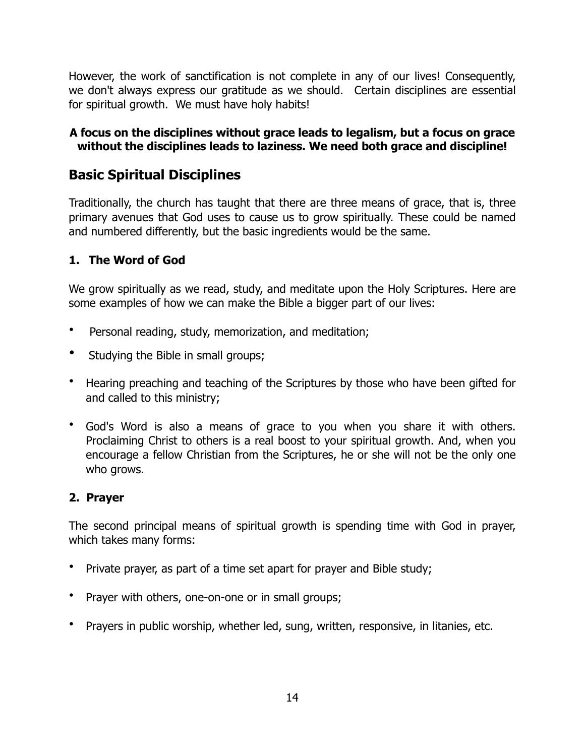However, the work of sanctification is not complete in any of our lives! Consequently, we don't always express our gratitude as we should. Certain disciplines are essential for spiritual growth. We must have holy habits!

**A focus on the disciplines without grace leads to legalism, but a focus on grace without the disciplines leads to laziness. We need both grace and discipline!**

## Basic Spiritual Disciplines

Traditionally, the church has taught that there are three means of grace, that is, three primary avenues that God uses to cause us to grow spiritually. These could be named and numbered differently, but the basic ingredients would be the same.

### 1. The Word of God

We grow spiritually as we read, study, and meditate upon the Holy Scriptures. Here are some examples of how we can make the Bible a bigger part of our lives:

- Personal reading, study, memorization, and meditation;
- Studying the Bible in small groups;
- Hearing preaching and teaching of the Scriptures by those who have been gifted for and called to this ministry;
- God's Word is also a means of grace to you when you share it with others. Proclaiming Christ to others is a real boost to your spiritual growth. And, when you encourage a fellow Christian from the Scriptures, he or she will not be the only one who grows.

### 2. Prayer

The second principal means of spiritual growth is spending time with God in prayer, which takes many forms:

- Private prayer, as part of a time set apart for prayer and Bible study;
- Prayer with others, one-on-one or in small groups;
- Prayers in public worship, whether led, sung, written, responsive, in litanies, etc.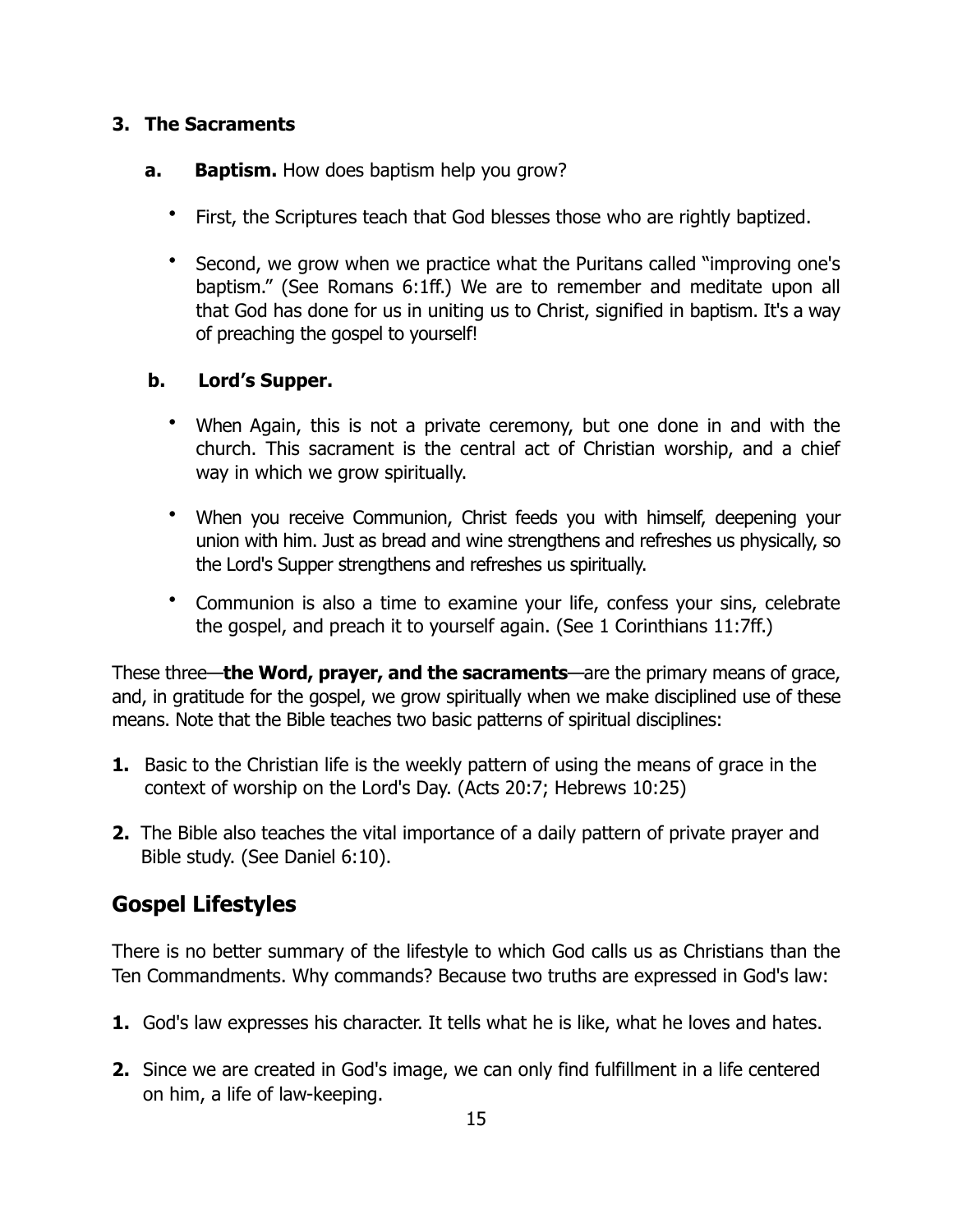**3. The Sacraments**

**a. Baptism.** How does baptism help you grow?

- First, the Scriptures teach that God blesses those who are rightly baptized.
- Second, we grow when we practice what the Puritans called "improving one's baptism." (See Romans 6:1ff.) We are to remember and meditate upon all that God has done for us in uniting us to Christ, signified in baptism. It's a way of preaching the gospel to yourself!

**b. Lord's Supper.**

- When Again, this is not a private ceremony, but one done in and with the church. This sacrament is the central act of Christian worship, and a chief way in which we grow spiritually.
- When you receive Communion, Christ feeds you with himself, deepening your union with him. Just as bread and wine strengthens and refreshes us physically, so the Lord's Supper strengthens and refreshes us spiritually.
- Communion is also a time to examine your life, confess your sins, celebrate the gospel, and preach it to yourself again. (See 1 Corinthians 11:7ff.)

These three—**the Word, prayer, and the sacraments**—are the primary means of grace, and, in gratitude for the gospel, we grow spiritually when we make disciplined use of these means. Note that the Bible teaches two basic patterns of spiritual disciplines:

1. Basic to the Christian life is the weekly pattern of using the means of grace in the context of worship on the Lord's Day. (Acts 20:7; Hebrews 10:25)
2. The Bible also teaches the vital importance of a daily pattern of private prayer and Bible study. (See Daniel 6:10).

## Gospel Lifestyles

There is no better summary of the lifestyle to which God calls us as Christians than the Ten Commandments. Why commands? Because two truths are expressed in God's law:

1. God's law expresses his character. It tells what he is like, what he loves and hates.
2. Since we are created in God's image, we can only find fulfillment in a life centered on him, a life of law-keeping.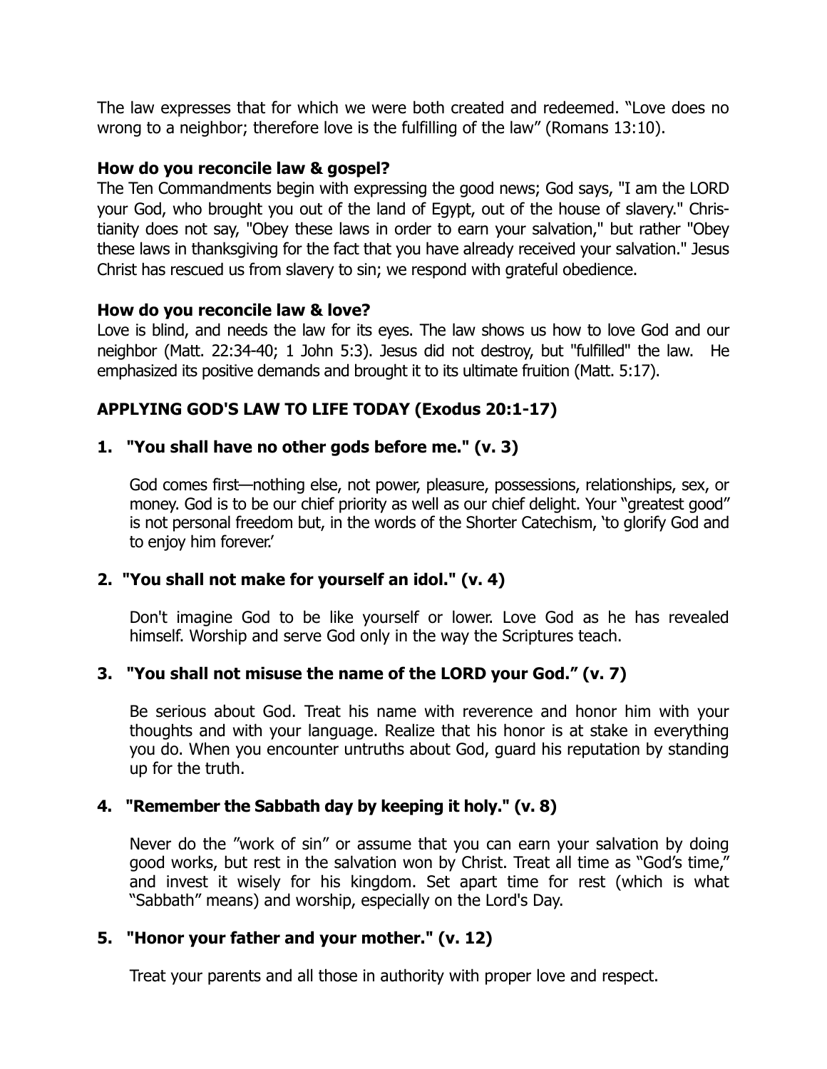The law expresses that for which we were both created and redeemed. "Love does no wrong to a neighbor; therefore love is the fulfilling of the law" (Romans 13:10).

**How do you reconcile law & gospel?**

The Ten Commandments begin with expressing the good news; God says, "I am the LORD your God, who brought you out of the land of Egypt, out of the house of slavery." Christianity does not say, "Obey these laws in order to earn your salvation," but rather "Obey these laws in thanksgiving for the fact that you have already received your salvation." Jesus Christ has rescued us from slavery to sin; we respond with grateful obedience.

**How do you reconcile law & love?**

Love is blind, and needs the law for its eyes. The law shows us how to love God and our neighbor (Matt. 22:34-40; 1 John 5:3). Jesus did not destroy, but "fulfilled" the law. He emphasized its positive demands and brought it to its ultimate fruition (Matt. 5:17).

## APPLYING GOD'S LAW TO LIFE TODAY (Exodus 20:1-17)

### 1. "You shall have no other gods before me." (v. 3)

God comes first—nothing else, not power, pleasure, possessions, relationships, sex, or money. God is to be our chief priority as well as our chief delight. Your "greatest good" is not personal freedom but, in the words of the Shorter Catechism, 'to glorify God and to enjoy him forever.'

### 2. "You shall not make for yourself an idol." (v. 4)

Don't imagine God to be like yourself or lower. Love God as he has revealed himself. Worship and serve God only in the way the Scriptures teach.

### 3. "You shall not misuse the name of the LORD your God." (v. 7)

Be serious about God. Treat his name with reverence and honor him with your thoughts and with your language. Realize that his honor is at stake in everything you do. When you encounter untruths about God, guard his reputation by standing up for the truth.

### 4. "Remember the Sabbath day by keeping it holy." (v. 8)

Never do the "work of sin" or assume that you can earn your salvation by doing good works, but rest in the salvation won by Christ. Treat all time as "God's time," and invest it wisely for his kingdom. Set apart time for rest (which is what "Sabbath" means) and worship, especially on the Lord's Day.

### 5. "Honor your father and your mother." (v. 12)

Treat your parents and all those in authority with proper love and respect.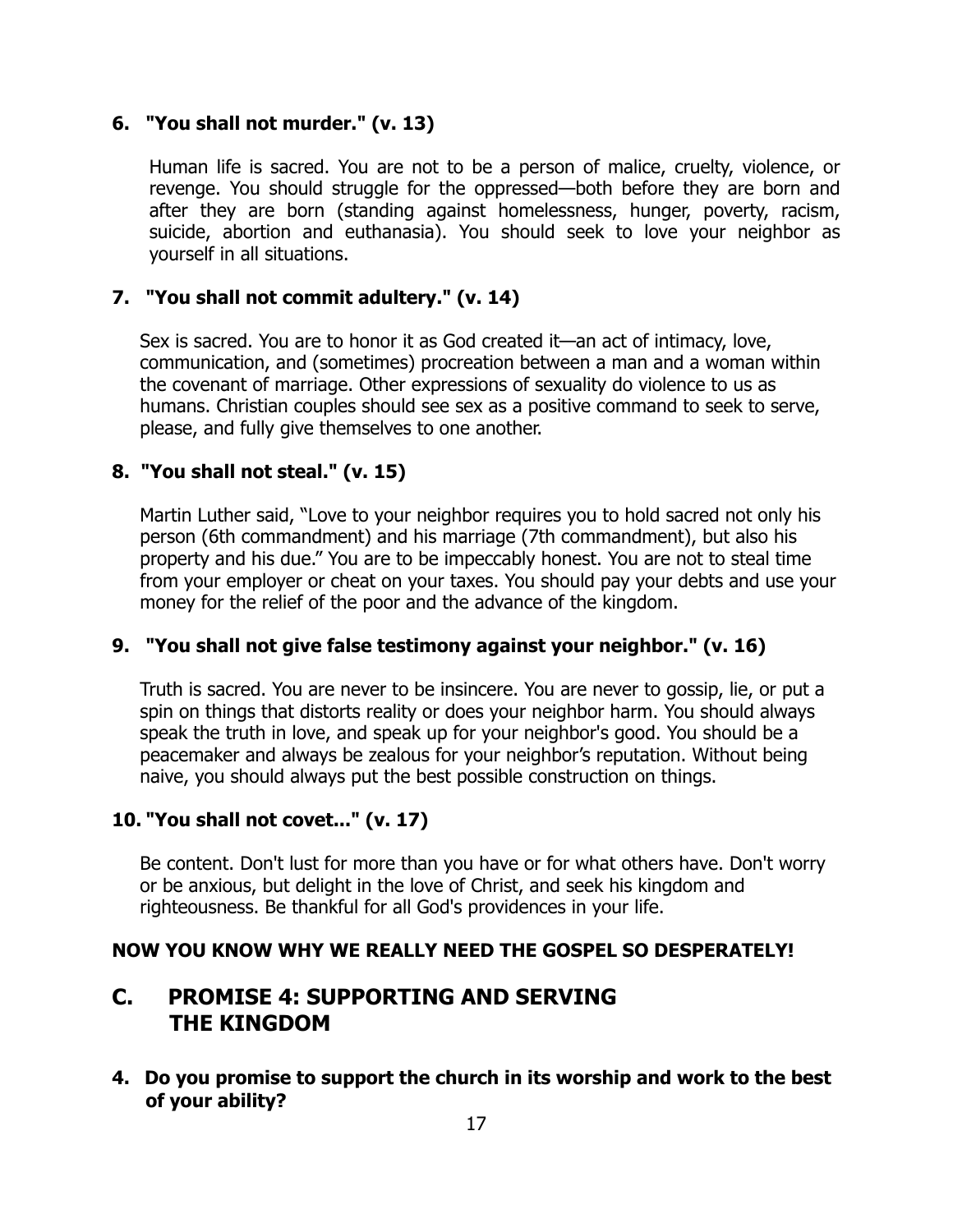**6. "You shall not murder." (v. 13)**

Human life is sacred. You are not to be a person of malice, cruelty, violence, or revenge. You should struggle for the oppressed—both before they are born and after they are born (standing against homelessness, hunger, poverty, racism, suicide, abortion and euthanasia). You should seek to love your neighbor as yourself in all situations.

**7. "You shall not commit adultery." (v. 14)**

Sex is sacred. You are to honor it as God created it—an act of intimacy, love, communication, and (sometimes) procreation between a man and a woman within the covenant of marriage. Other expressions of sexuality do violence to us as humans. Christian couples should see sex as a positive command to seek to serve, please, and fully give themselves to one another.

**8. "You shall not steal." (v. 15)**

Martin Luther said, "Love to your neighbor requires you to hold sacred not only his person (6th commandment) and his marriage (7th commandment), but also his property and his due." You are to be impeccably honest. You are not to steal time from your employer or cheat on your taxes. You should pay your debts and use your money for the relief of the poor and the advance of the kingdom.

**9. "You shall not give false testimony against your neighbor." (v. 16)**

Truth is sacred. You are never to be insincere. You are never to gossip, lie, or put a spin on things that distorts reality or does your neighbor harm. You should always speak the truth in love, and speak up for your neighbor's good. You should be a peacemaker and always be zealous for your neighbor's reputation. Without being naive, you should always put the best possible construction on things.

**10. "You shall not covet..." (v. 17)**

Be content. Don't lust for more than you have or for what others have. Don't worry or be anxious, but delight in the love of Christ, and seek his kingdom and righteousness. Be thankful for all God's providences in your life.

**NOW YOU KNOW WHY WE REALLY NEED THE GOSPEL SO DESPERATELY!**

## C. PROMISE 4: SUPPORTING AND SERVING THE KINGDOM

**4. Do you promise to support the church in its worship and work to the best of your ability?**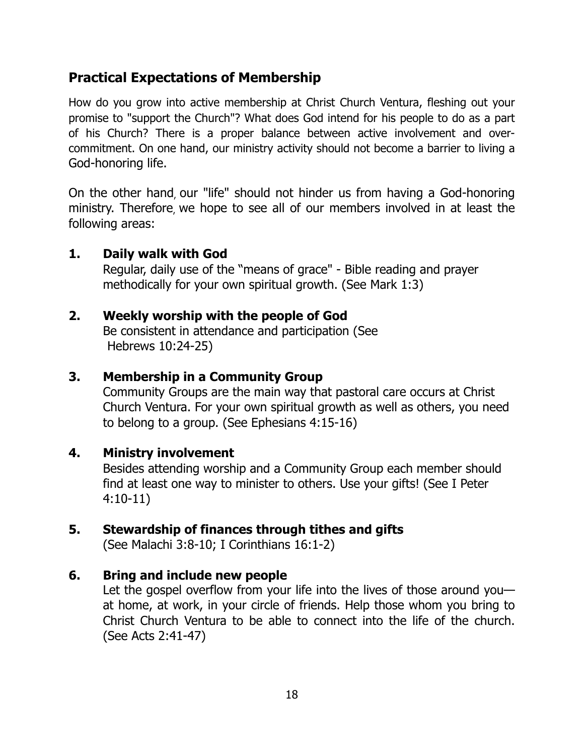## Practical Expectations of Membership

How do you grow into active membership at Christ Church Ventura, fleshing out your promise to "support the Church"? What does God intend for his people to do as a part of his Church? There is a proper balance between active involvement and over-commitment. On one hand, our ministry activity should not become a barrier to living a God-honoring life.

On the other hand, our "life" should not hinder us from having a God-honoring ministry. Therefore, we hope to see all of our members involved in at least the following areas:

1. **Daily walk with God**
   Regular, daily use of the "means of grace" - Bible reading and prayer methodically for your own spiritual growth. (See Mark 1:3)

2. **Weekly worship with the people of God**
   Be consistent in attendance and participation (See Hebrews 10:24-25)

3. **Membership in a Community Group**
   Community Groups are the main way that pastoral care occurs at Christ Church Ventura. For your own spiritual growth as well as others, you need to belong to a group. (See Ephesians 4:15-16)

4. **Ministry involvement**
   Besides attending worship and a Community Group each member should find at least one way to minister to others. Use your gifts! (See I Peter 4:10-11)

5. **Stewardship of finances through tithes and gifts**
   (See Malachi 3:8-10; I Corinthians 16:1-2)

6. **Bring and include new people**
   Let the gospel overflow from your life into the lives of those around you—at home, at work, in your circle of friends. Help those whom you bring to Christ Church Ventura to be able to connect into the life of the church. (See Acts 2:41-47)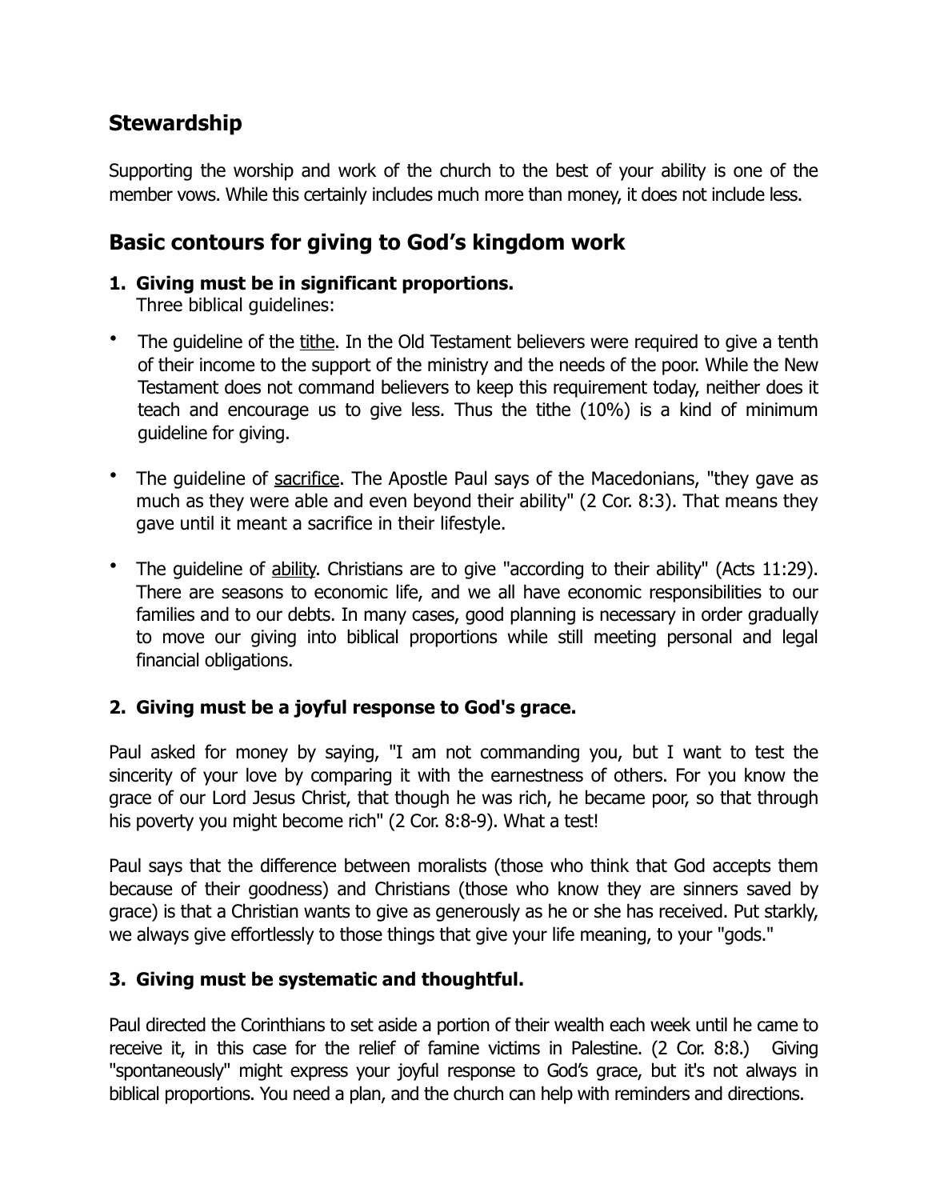## Stewardship

Supporting the worship and work of the church to the best of your ability is one of the member vows. While this certainly includes much more than money, it does not include less.

## Basic contours for giving to God's kingdom work

1. **Giving must be in significant proportions.**
   Three biblical guidelines:

- The guideline of the tithe. In the Old Testament believers were required to give a tenth of their income to the support of the ministry and the needs of the poor. While the New Testament does not command believers to keep this requirement today, neither does it teach and encourage us to give less. Thus the tithe (10%) is a kind of minimum guideline for giving.

- The guideline of sacrifice. The Apostle Paul says of the Macedonians, "they gave as much as they were able and even beyond their ability" (2 Cor. 8:3). That means they gave until it meant a sacrifice in their lifestyle.

- The guideline of ability. Christians are to give "according to their ability" (Acts 11:29). There are seasons to economic life, and we all have economic responsibilities to our families and to our debts. In many cases, good planning is necessary in order gradually to move our giving into biblical proportions while still meeting personal and legal financial obligations.

### 2. Giving must be a joyful response to God's grace.

Paul asked for money by saying, "I am not commanding you, but I want to test the sincerity of your love by comparing it with the earnestness of others. For you know the grace of our Lord Jesus Christ, that though he was rich, he became poor, so that through his poverty you might become rich" (2 Cor. 8:8-9). What a test!

Paul says that the difference between moralists (those who think that God accepts them because of their goodness) and Christians (those who know they are sinners saved by grace) is that a Christian wants to give as generously as he or she has received. Put starkly, we always give effortlessly to those things that give your life meaning, to your "gods."

### 3. Giving must be systematic and thoughtful.

Paul directed the Corinthians to set aside a portion of their wealth each week until he came to receive it, in this case for the relief of famine victims in Palestine. (2 Cor. 8:8.) Giving "spontaneously" might express your joyful response to God's grace, but it's not always in biblical proportions. You need a plan, and the church can help with reminders and directions.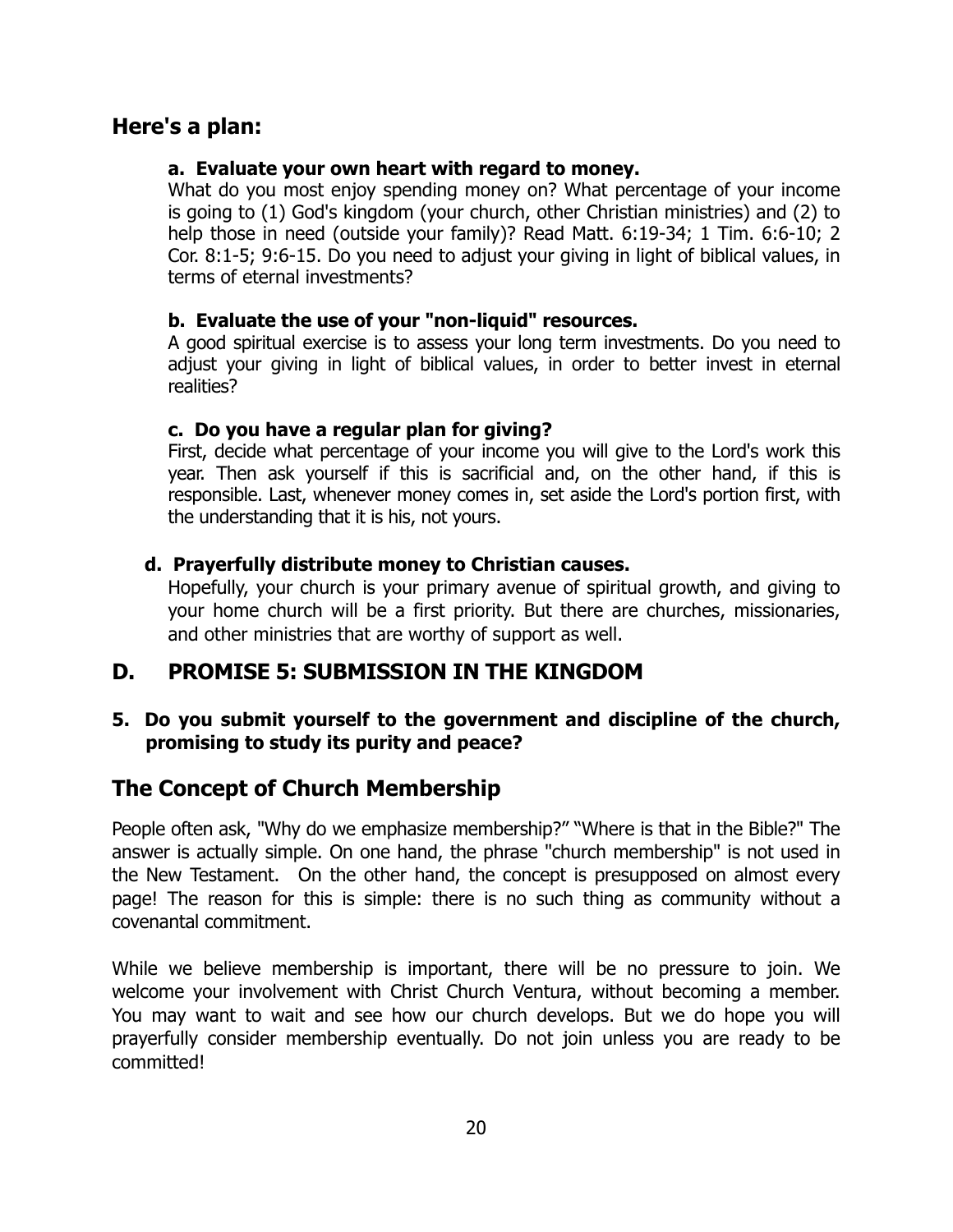## Here's a plan:

**a. Evaluate your own heart with regard to money.**
What do you most enjoy spending money on? What percentage of your income is going to (1) God's kingdom (your church, other Christian ministries) and (2) to help those in need (outside your family)? Read Matt. 6:19-34; 1 Tim. 6:6-10; 2 Cor. 8:1-5; 9:6-15. Do you need to adjust your giving in light of biblical values, in terms of eternal investments?

**b. Evaluate the use of your "non-liquid" resources.**
A good spiritual exercise is to assess your long term investments. Do you need to adjust your giving in light of biblical values, in order to better invest in eternal realities?

**c. Do you have a regular plan for giving?**
First, decide what percentage of your income you will give to the Lord's work this year. Then ask yourself if this is sacrificial and, on the other hand, if this is responsible. Last, whenever money comes in, set aside the Lord's portion first, with the understanding that it is his, not yours.

**d. Prayerfully distribute money to Christian causes.**
Hopefully, your church is your primary avenue of spiritual growth, and giving to your home church will be a first priority. But there are churches, missionaries, and other ministries that are worthy of support as well.

## D. PROMISE 5: SUBMISSION IN THE KINGDOM

**5. Do you submit yourself to the government and discipline of the church, promising to study its purity and peace?**

## The Concept of Church Membership

People often ask, "Why do we emphasize membership?" "Where is that in the Bible?" The answer is actually simple. On one hand, the phrase "church membership" is not used in the New Testament. On the other hand, the concept is presupposed on almost every page! The reason for this is simple: there is no such thing as community without a covenantal commitment.

While we believe membership is important, there will be no pressure to join. We welcome your involvement with Christ Church Ventura, without becoming a member. You may want to wait and see how our church develops. But we do hope you will prayerfully consider membership eventually. Do not join unless you are ready to be committed!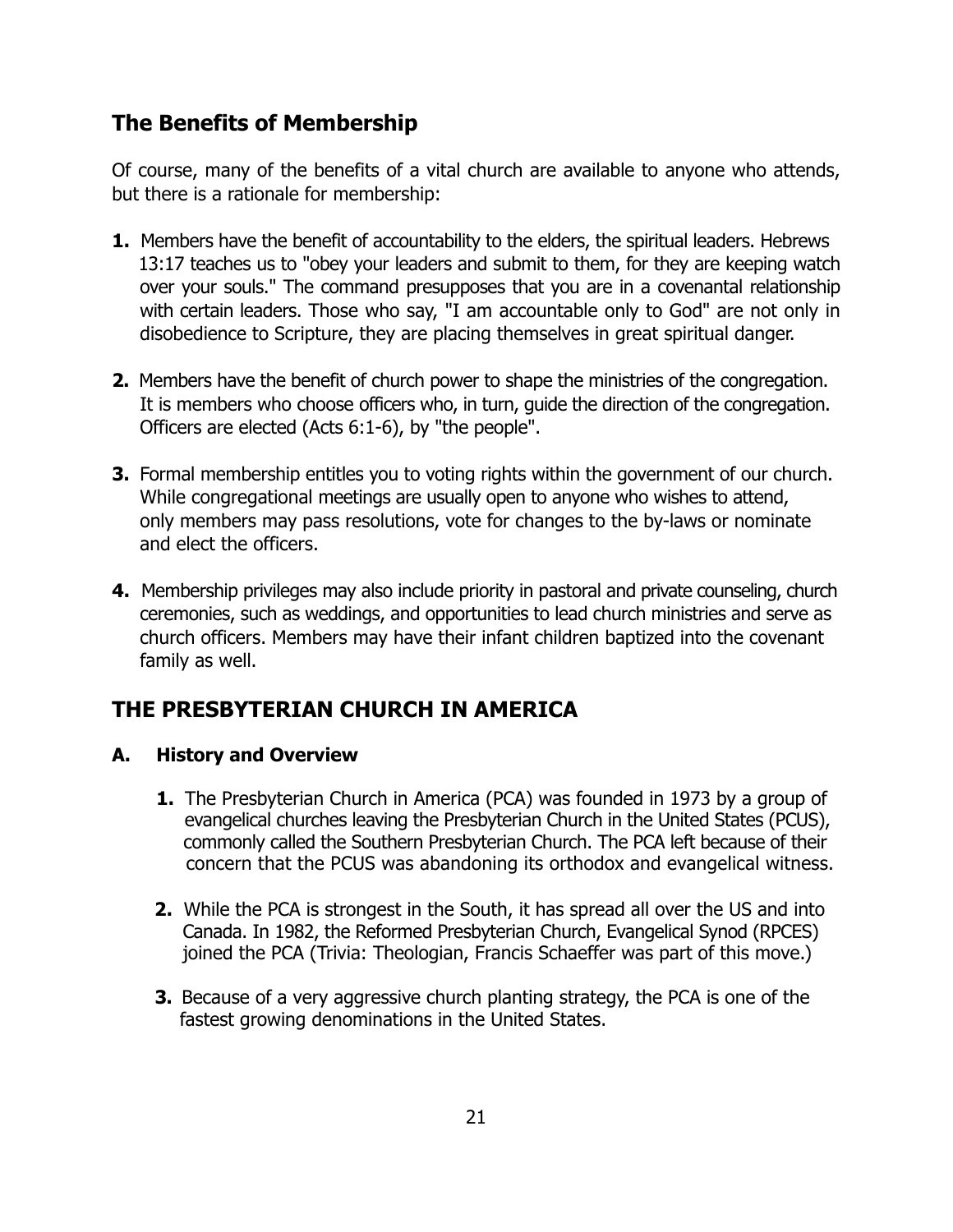## The Benefits of Membership

Of course, many of the benefits of a vital church are available to anyone who attends, but there is a rationale for membership:

**1.** Members have the benefit of accountability to the elders, the spiritual leaders. Hebrews 13:17 teaches us to "obey your leaders and submit to them, for they are keeping watch over your souls." The command presupposes that you are in a covenantal relationship with certain leaders. Those who say, "I am accountable only to God" are not only in disobedience to Scripture, they are placing themselves in great spiritual danger.

**2.** Members have the benefit of church power to shape the ministries of the congregation. It is members who choose officers who, in turn, guide the direction of the congregation. Officers are elected (Acts 6:1-6), by "the people".

**3.** Formal membership entitles you to voting rights within the government of our church. While congregational meetings are usually open to anyone who wishes to attend, only members may pass resolutions, vote for changes to the by-laws or nominate and elect the officers.

**4.** Membership privileges may also include priority in pastoral and private counseling, church ceremonies, such as weddings, and opportunities to lead church ministries and serve as church officers. Members may have their infant children baptized into the covenant family as well.

## THE PRESBYTERIAN CHURCH IN AMERICA

### A. History and Overview

**1.** The Presbyterian Church in America (PCA) was founded in 1973 by a group of evangelical churches leaving the Presbyterian Church in the United States (PCUS), commonly called the Southern Presbyterian Church. The PCA left because of their concern that the PCUS was abandoning its orthodox and evangelical witness.

**2.** While the PCA is strongest in the South, it has spread all over the US and into Canada. In 1982, the Reformed Presbyterian Church, Evangelical Synod (RPCES) joined the PCA (Trivia: Theologian, Francis Schaeffer was part of this move.)

**3.** Because of a very aggressive church planting strategy, the PCA is one of the fastest growing denominations in the United States.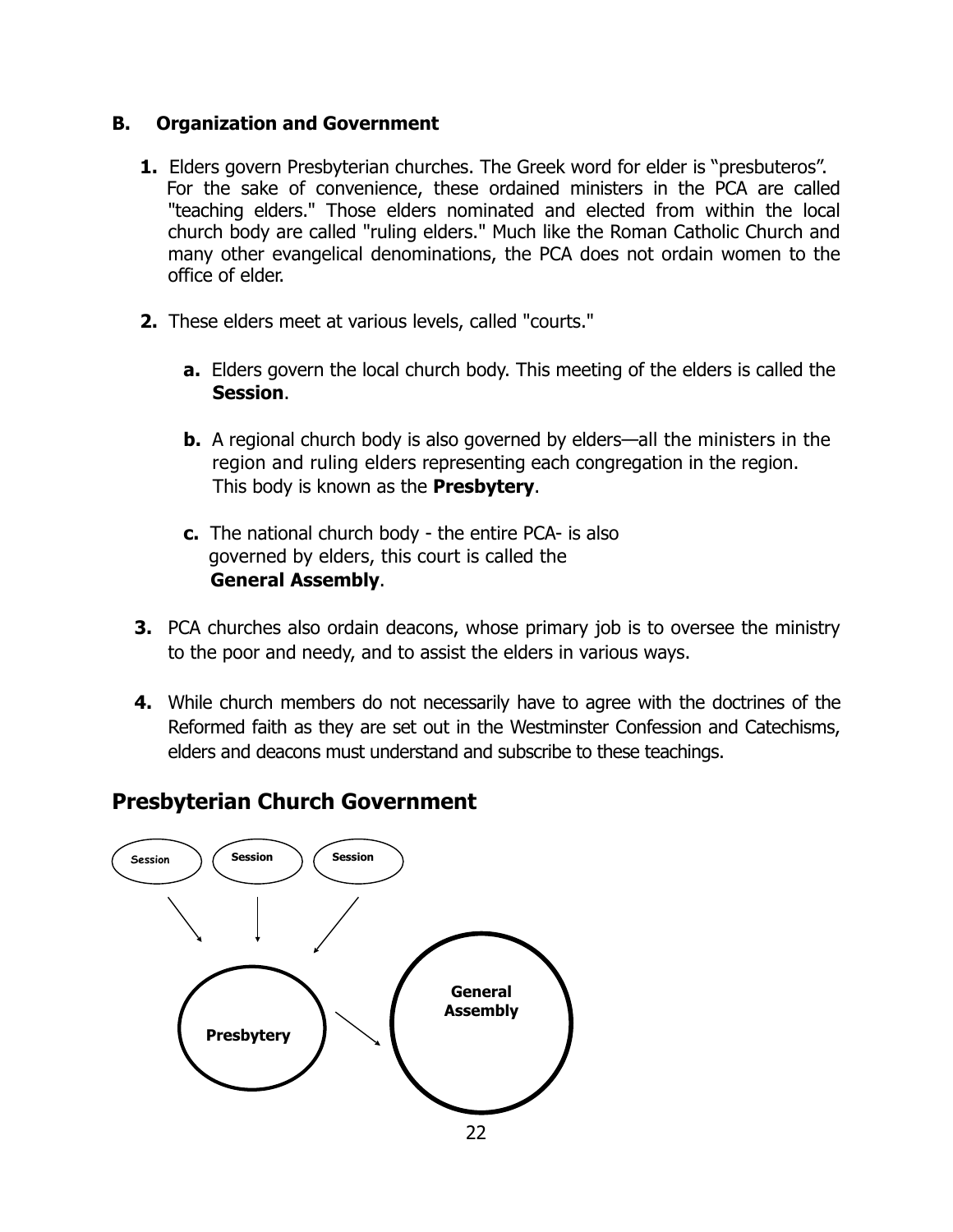### B. Organization and Government

1. Elders govern Presbyterian churches. The Greek word for elder is "presbuteros". For the sake of convenience, these ordained ministers in the PCA are called "teaching elders." Those elders nominated and elected from within the local church body are called "ruling elders." Much like the Roman Catholic Church and many other evangelical denominations, the PCA does not ordain women to the office of elder.

2. These elders meet at various levels, called "courts."

   a. Elders govern the local church body. This meeting of the elders is called the **Session**.

   b. A regional church body is also governed by elders—all the ministers in the region and ruling elders representing each congregation in the region. This body is known as the **Presbytery**.

   c. The national church body - the entire PCA- is also governed by elders, this court is called the **General Assembly**.

3. PCA churches also ordain deacons, whose primary job is to oversee the ministry to the poor and needy, and to assist the elders in various ways.

4. While church members do not necessarily have to agree with the doctrines of the Reformed faith as they are set out in the Westminster Confession and Catechisms, elders and deacons must understand and subscribe to these teachings.

## Presbyterian Church Government

Session → Presbytery
Session → Presbytery
Session → Presbytery
Presbytery → General Assembly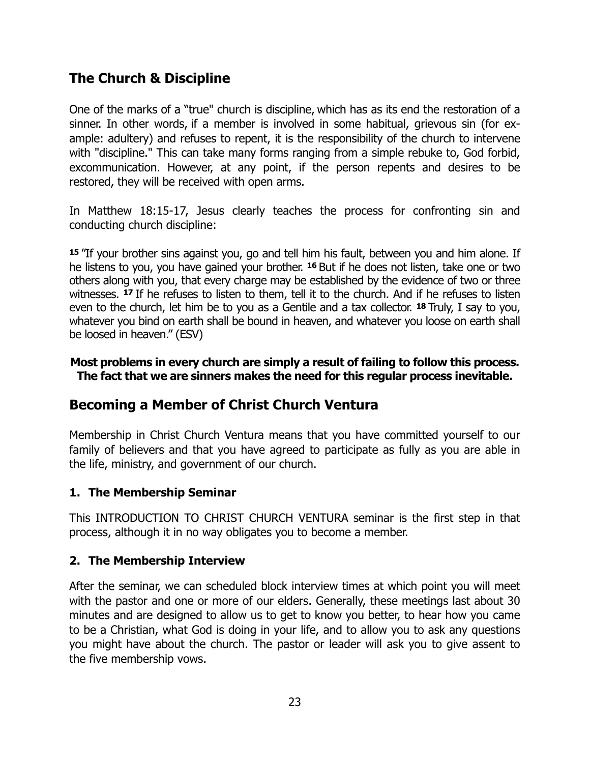## The Church & Discipline

One of the marks of a "true" church is discipline, which has as its end the restoration of a sinner. In other words, if a member is involved in some habitual, grievous sin (for example: adultery) and refuses to repent, it is the responsibility of the church to intervene with "discipline." This can take many forms ranging from a simple rebuke to, God forbid, excommunication. However, at any point, if the person repents and desires to be restored, they will be received with open arms.

In Matthew 18:15-17, Jesus clearly teaches the process for confronting sin and conducting church discipline:

**15** "If your brother sins against you, go and tell him his fault, between you and him alone. If he listens to you, you have gained your brother. **16** But if he does not listen, take one or two others along with you, that every charge may be established by the evidence of two or three witnesses. **17** If he refuses to listen to them, tell it to the church. And if he refuses to listen even to the church, let him be to you as a Gentile and a tax collector. **18** Truly, I say to you, whatever you bind on earth shall be bound in heaven, and whatever you loose on earth shall be loosed in heaven." (ESV)

**Most problems in every church are simply a result of failing to follow this process. The fact that we are sinners makes the need for this regular process inevitable.**

## Becoming a Member of Christ Church Ventura

Membership in Christ Church Ventura means that you have committed yourself to our family of believers and that you have agreed to participate as fully as you are able in the life, ministry, and government of our church.

### 1. The Membership Seminar

This INTRODUCTION TO CHRIST CHURCH VENTURA seminar is the first step in that process, although it in no way obligates you to become a member.

### 2. The Membership Interview

After the seminar, we can scheduled block interview times at which point you will meet with the pastor and one or more of our elders. Generally, these meetings last about 30 minutes and are designed to allow us to get to know you better, to hear how you came to be a Christian, what God is doing in your life, and to allow you to ask any questions you might have about the church. The pastor or leader will ask you to give assent to the five membership vows.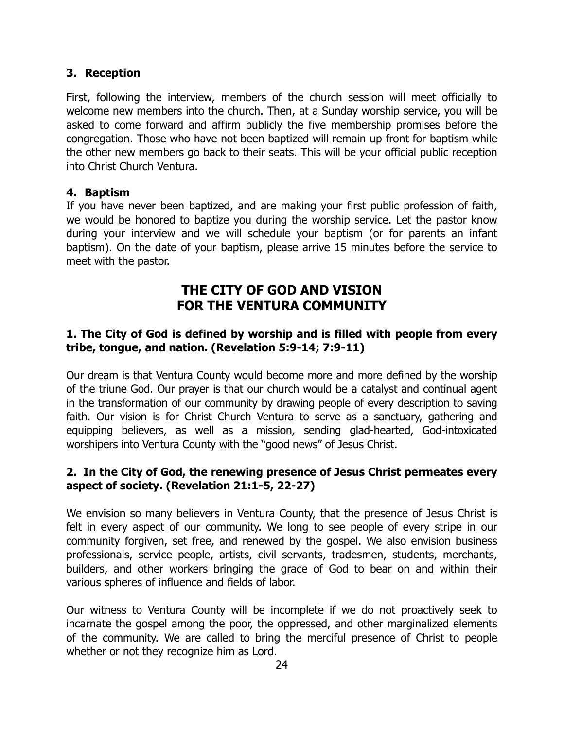### 3. Reception

First, following the interview, members of the church session will meet officially to welcome new members into the church. Then, at a Sunday worship service, you will be asked to come forward and affirm publicly the five membership promises before the congregation. Those who have not been baptized will remain up front for baptism while the other new members go back to their seats. This will be your official public reception into Christ Church Ventura.

### 4. Baptism

If you have never been baptized, and are making your first public profession of faith, we would be honored to baptize you during the worship service. Let the pastor know during your interview and we will schedule your baptism (or for parents an infant baptism). On the date of your baptism, please arrive 15 minutes before the service to meet with the pastor.

## THE CITY OF GOD AND VISION FOR THE VENTURA COMMUNITY

### 1. The City of God is defined by worship and is filled with people from every tribe, tongue, and nation. (Revelation 5:9-14; 7:9-11)

Our dream is that Ventura County would become more and more defined by the worship of the triune God. Our prayer is that our church would be a catalyst and continual agent in the transformation of our community by drawing people of every description to saving faith. Our vision is for Christ Church Ventura to serve as a sanctuary, gathering and equipping believers, as well as a mission, sending glad-hearted, God-intoxicated worshipers into Ventura County with the "good news" of Jesus Christ.

### 2. In the City of God, the renewing presence of Jesus Christ permeates every aspect of society. (Revelation 21:1-5, 22-27)

We envision so many believers in Ventura County, that the presence of Jesus Christ is felt in every aspect of our community. We long to see people of every stripe in our community forgiven, set free, and renewed by the gospel. We also envision business professionals, service people, artists, civil servants, tradesmen, students, merchants, builders, and other workers bringing the grace of God to bear on and within their various spheres of influence and fields of labor.

Our witness to Ventura County will be incomplete if we do not proactively seek to incarnate the gospel among the poor, the oppressed, and other marginalized elements of the community. We are called to bring the merciful presence of Christ to people whether or not they recognize him as Lord.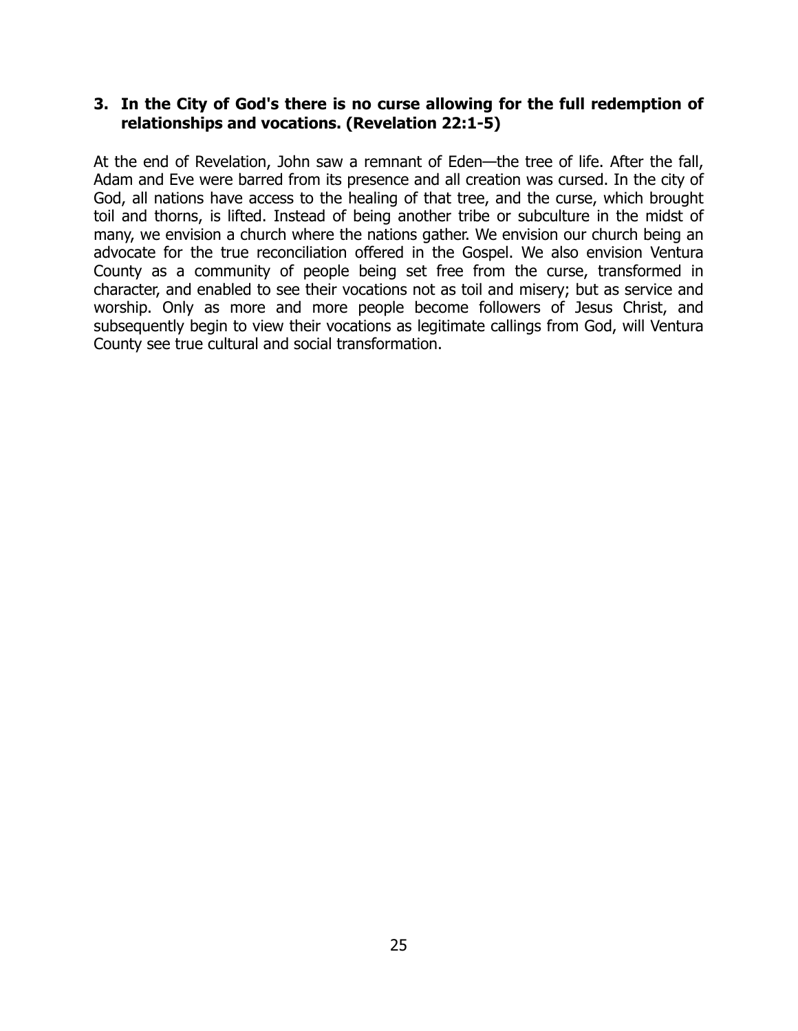3. **In the City of God's there is no curse allowing for the full redemption of relationships and vocations. (Revelation 22:1-5)**

At the end of Revelation, John saw a remnant of Eden—the tree of life. After the fall, Adam and Eve were barred from its presence and all creation was cursed. In the city of God, all nations have access to the healing of that tree, and the curse, which brought toil and thorns, is lifted. Instead of being another tribe or subculture in the midst of many, we envision a church where the nations gather. We envision our church being an advocate for the true reconciliation offered in the Gospel. We also envision Ventura County as a community of people being set free from the curse, transformed in character, and enabled to see their vocations not as toil and misery; but as service and worship. Only as more and more people become followers of Jesus Christ, and subsequently begin to view their vocations as legitimate callings from God, will Ventura County see true cultural and social transformation.